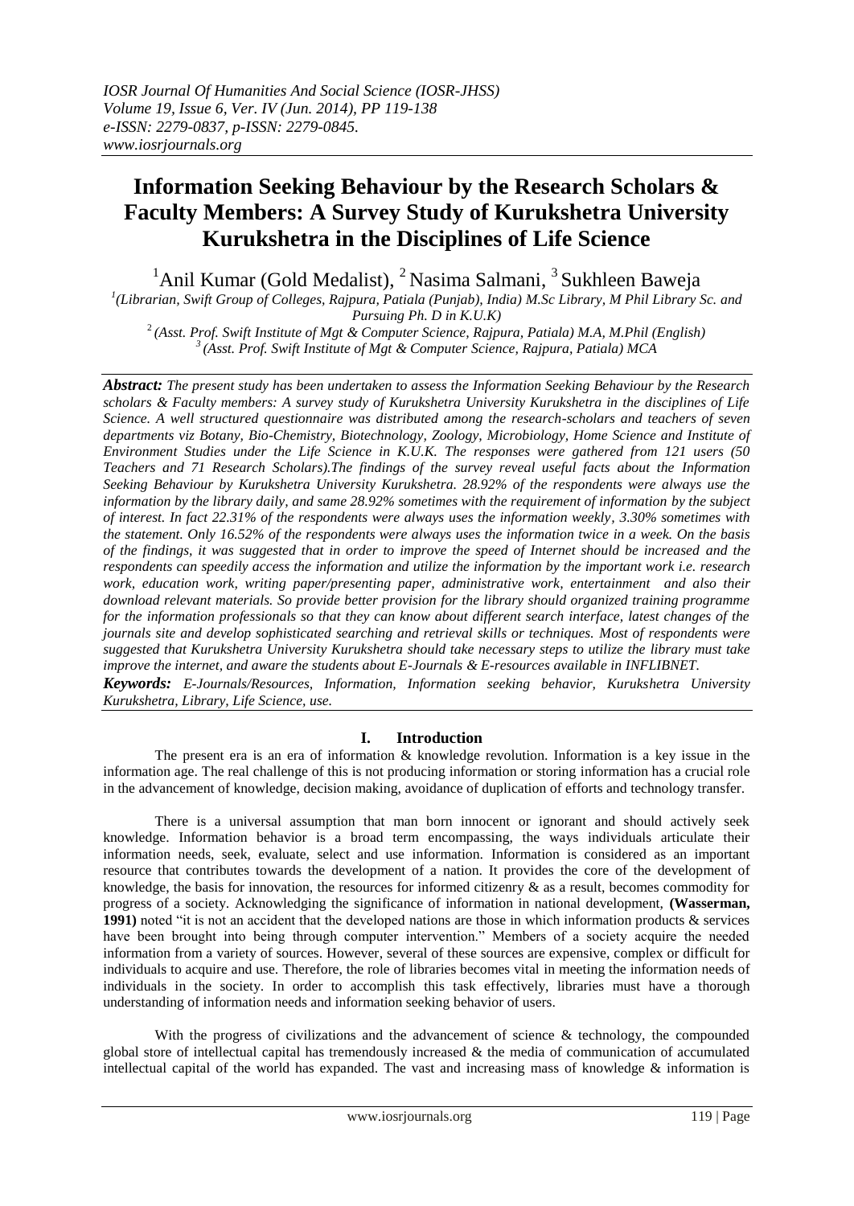*IOSR Journal Of Humanities And Social Science (IOSR-JHSS)*
*Volume 19, Issue 6, Ver. IV (Jun. 2014), PP 119-138*
*e-ISSN: 2279-0837, p-ISSN: 2279-0845.*
*www.iosrjournals.org*

# Information Seeking Behaviour by the Research Scholars & Faculty Members: A Survey Study of Kurukshetra University Kurukshetra in the Disciplines of Life Science

[1]Anil Kumar (Gold Medalist), [2] Nasima Salmani, [3] Sukhleen Baweja

[1](Librarian, Swift Group of Colleges, Rajpura, Patiala (Punjab), India) M.Sc Library, M Phil Library Sc. and Pursuing Ph. D in K.U.K)
[2] (Asst. Prof. Swift Institute of Mgt & Computer Science, Rajpura, Patiala) M.A, M.Phil (English)
[3] (Asst. Prof. Swift Institute of Mgt & Computer Science, Rajpura, Patiala) MCA

***Abstract:*** *The present study has been undertaken to assess the Information Seeking Behaviour by the Research scholars & Faculty members: A survey study of Kurukshetra University Kurukshetra in the disciplines of Life Science. A well structured questionnaire was distributed among the research-scholars and teachers of seven departments viz Botany, Bio-Chemistry, Biotechnology, Zoology, Microbiology, Home Science and Institute of Environment Studies under the Life Science in K.U.K. The responses were gathered from 121 users (50 Teachers and 71 Research Scholars).The findings of the survey reveal useful facts about the Information Seeking Behaviour by Kurukshetra University Kurukshetra. 28.92% of the respondents were always use the information by the library daily, and same 28.92% sometimes with the requirement of information by the subject of interest. In fact 22.31% of the respondents were always uses the information weekly, 3.30% sometimes with the statement. Only 16.52% of the respondents were always uses the information twice in a week. On the basis of the findings, it was suggested that in order to improve the speed of Internet should be increased and the respondents can speedily access the information and utilize the information by the important work i.e. research work, education work, writing paper/presenting paper, administrative work, entertainment and also their download relevant materials. So provide better provision for the library should organized training programme for the information professionals so that they can know about different search interface, latest changes of the journals site and develop sophisticated searching and retrieval skills or techniques. Most of respondents were suggested that Kurukshetra University Kurukshetra should take necessary steps to utilize the library must take improve the internet, and aware the students about E-Journals & E-resources available in INFLIBNET.*

***Keywords:*** *E-Journals/Resources, Information, Information seeking behavior, Kurukshetra University Kurukshetra, Library, Life Science, use.*

## I. Introduction

The present era is an era of information & knowledge revolution. Information is a key issue in the information age. The real challenge of this is not producing information or storing information has a crucial role in the advancement of knowledge, decision making, avoidance of duplication of efforts and technology transfer.

There is a universal assumption that man born innocent or ignorant and should actively seek knowledge. Information behavior is a broad term encompassing, the ways individuals articulate their information needs, seek, evaluate, select and use information. Information is considered as an important resource that contributes towards the development of a nation. It provides the core of the development of knowledge, the basis for innovation, the resources for informed citizenry & as a result, becomes commodity for progress of a society. Acknowledging the significance of information in national development, **(Wasserman, 1991)** noted "it is not an accident that the developed nations are those in which information products & services have been brought into being through computer intervention." Members of a society acquire the needed information from a variety of sources. However, several of these sources are expensive, complex or difficult for individuals to acquire and use. Therefore, the role of libraries becomes vital in meeting the information needs of individuals in the society. In order to accomplish this task effectively, libraries must have a thorough understanding of information needs and information seeking behavior of users.

With the progress of civilizations and the advancement of science & technology, the compounded global store of intellectual capital has tremendously increased & the media of communication of accumulated intellectual capital of the world has expanded. The vast and increasing mass of knowledge & information is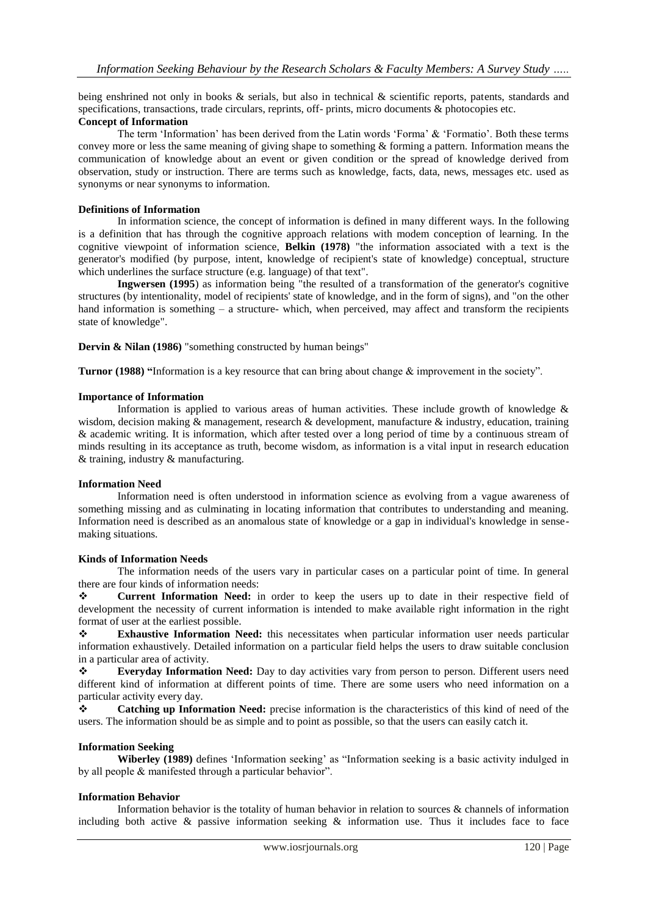being enshrined not only in books & serials, but also in technical & scientific reports, patents, standards and specifications, transactions, trade circulars, reprints, off- prints, micro documents & photocopies etc.

**Concept of Information**

The term 'Information' has been derived from the Latin words 'Forma' & 'Formatio'. Both these terms convey more or less the same meaning of giving shape to something & forming a pattern. Information means the communication of knowledge about an event or given condition or the spread of knowledge derived from observation, study or instruction. There are terms such as knowledge, facts, data, news, messages etc. used as synonyms or near synonyms to information.

**Definitions of Information**

In information science, the concept of information is defined in many different ways. In the following is a definition that has through the cognitive approach relations with modem conception of learning. In the cognitive viewpoint of information science, **Belkin (1978)** "the information associated with a text is the generator's modified (by purpose, intent, knowledge of recipient's state of knowledge) conceptual, structure which underlines the surface structure (e.g. language) of that text".

**Ingwersen (1995**) as information being "the resulted of a transformation of the generator's cognitive structures (by intentionality, model of recipients' state of knowledge, and in the form of signs), and "on the other hand information is something – a structure- which, when perceived, may affect and transform the recipients state of knowledge".

**Dervin & Nilan (1986)** "something constructed by human beings"

**Turnor (1988) "**Information is a key resource that can bring about change & improvement in the society".

**Importance of Information**

Information is applied to various areas of human activities. These include growth of knowledge & wisdom, decision making & management, research & development, manufacture & industry, education, training & academic writing. It is information, which after tested over a long period of time by a continuous stream of minds resulting in its acceptance as truth, become wisdom, as information is a vital input in research education & training, industry & manufacturing.

**Information Need**

Information need is often understood in information science as evolving from a vague awareness of something missing and as culminating in locating information that contributes to understanding and meaning. Information need is described as an anomalous state of knowledge or a gap in individual's knowledge in sense-making situations.

**Kinds of Information Needs**

The information needs of the users vary in particular cases on a particular point of time. In general there are four kinds of information needs:

- **Current Information Need:** in order to keep the users up to date in their respective field of development the necessity of current information is intended to make available right information in the right format of user at the earliest possible.
- **Exhaustive Information Need:** this necessitates when particular information user needs particular information exhaustively. Detailed information on a particular field helps the users to draw suitable conclusion in a particular area of activity.
- **Everyday Information Need:** Day to day activities vary from person to person. Different users need different kind of information at different points of time. There are some users who need information on a particular activity every day.
- **Catching up Information Need:** precise information is the characteristics of this kind of need of the users. The information should be as simple and to point as possible, so that the users can easily catch it.

**Information Seeking**

**Wiberley (1989)** defines 'Information seeking' as "Information seeking is a basic activity indulged in by all people & manifested through a particular behavior".

**Information Behavior**

Information behavior is the totality of human behavior in relation to sources & channels of information including both active & passive information seeking & information use. Thus it includes face to face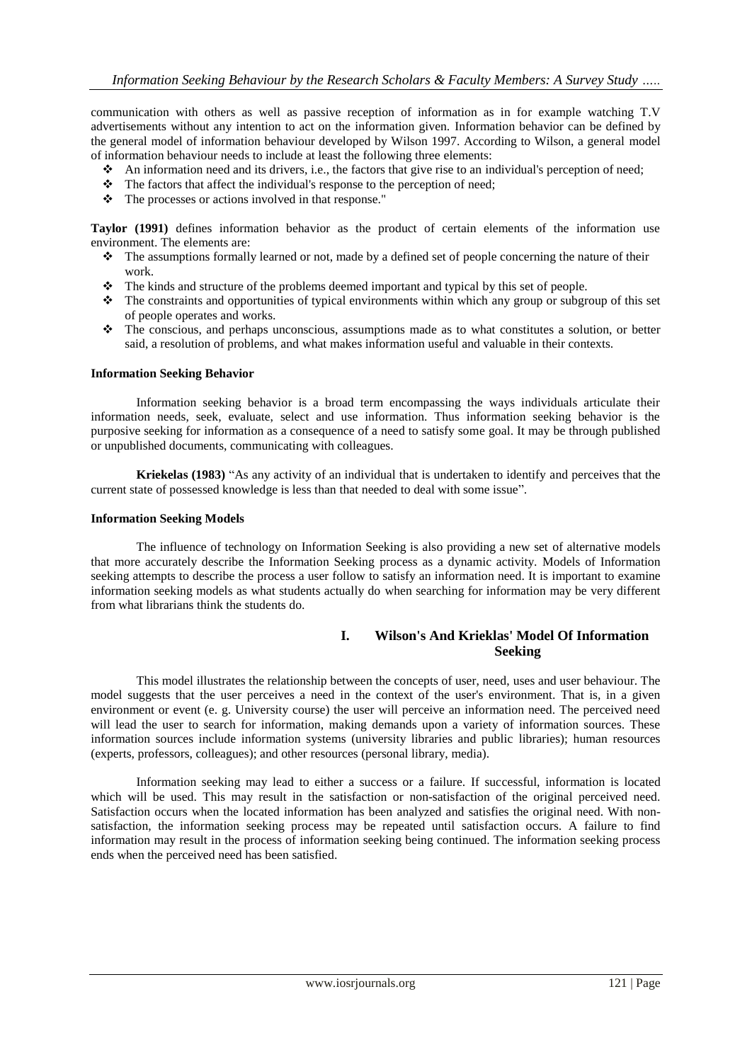communication with others as well as passive reception of information as in for example watching T.V advertisements without any intention to act on the information given. Information behavior can be defined by the general model of information behaviour developed by Wilson 1997. According to Wilson, a general model of information behaviour needs to include at least the following three elements:

- An information need and its drivers, i.e., the factors that give rise to an individual's perception of need;
- The factors that affect the individual's response to the perception of need;
- The processes or actions involved in that response."

**Taylor (1991)** defines information behavior as the product of certain elements of the information use environment. The elements are:

- The assumptions formally learned or not, made by a defined set of people concerning the nature of their work.
- The kinds and structure of the problems deemed important and typical by this set of people.
- The constraints and opportunities of typical environments within which any group or subgroup of this set of people operates and works.
- The conscious, and perhaps unconscious, assumptions made as to what constitutes a solution, or better said, a resolution of problems, and what makes information useful and valuable in their contexts.

**Information Seeking Behavior**

Information seeking behavior is a broad term encompassing the ways individuals articulate their information needs, seek, evaluate, select and use information. Thus information seeking behavior is the purposive seeking for information as a consequence of a need to satisfy some goal. It may be through published or unpublished documents, communicating with colleagues.

**Kriekelas (1983)** "As any activity of an individual that is undertaken to identify and perceives that the current state of possessed knowledge is less than that needed to deal with some issue".

**Information Seeking Models**

The influence of technology on Information Seeking is also providing a new set of alternative models that more accurately describe the Information Seeking process as a dynamic activity. Models of Information seeking attempts to describe the process a user follow to satisfy an information need. It is important to examine information seeking models as what students actually do when searching for information may be very different from what librarians think the students do.

## I. Wilson's And Krieklas' Model Of Information Seeking

This model illustrates the relationship between the concepts of user, need, uses and user behaviour. The model suggests that the user perceives a need in the context of the user's environment. That is, in a given environment or event (e. g. University course) the user will perceive an information need. The perceived need will lead the user to search for information, making demands upon a variety of information sources. These information sources include information systems (university libraries and public libraries); human resources (experts, professors, colleagues); and other resources (personal library, media).

Information seeking may lead to either a success or a failure. If successful, information is located which will be used. This may result in the satisfaction or non-satisfaction of the original perceived need. Satisfaction occurs when the located information has been analyzed and satisfies the original need. With non-satisfaction, the information seeking process may be repeated until satisfaction occurs. A failure to find information may result in the process of information seeking being continued. The information seeking process ends when the perceived need has been satisfied.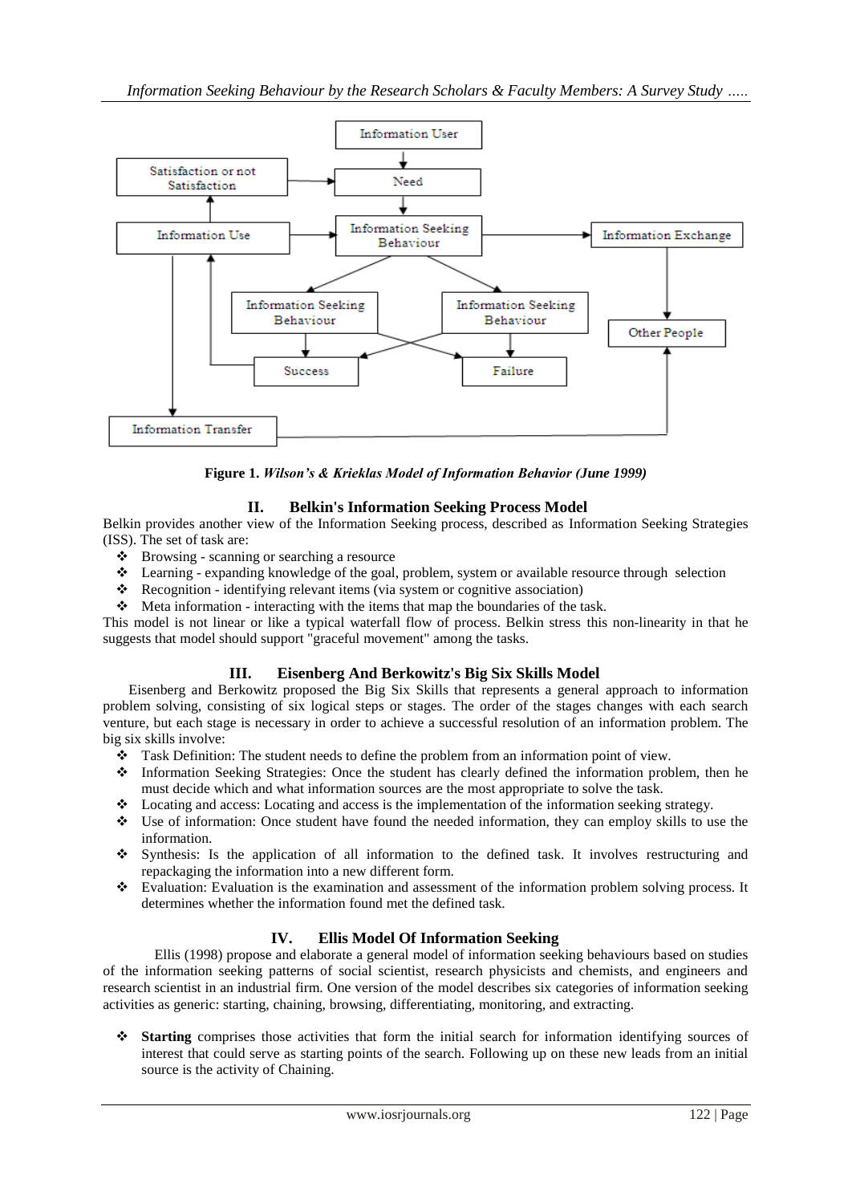Figure 1. *Wilson's & Krieklas Model of Information Behavior (June 1999)*

## II. Belkin's Information Seeking Process Model

Belkin provides another view of the Information Seeking process, described as Information Seeking Strategies (ISS). The set of task are:

- Browsing - scanning or searching a resource
- Learning - expanding knowledge of the goal, problem, system or available resource through selection
- Recognition - identifying relevant items (via system or cognitive association)
- Meta information - interacting with the items that map the boundaries of the task.

This model is not linear or like a typical waterfall flow of process. Belkin stress this non-linearity in that he suggests that model should support "graceful movement" among the tasks.

## III. Eisenberg And Berkowitz's Big Six Skills Model

Eisenberg and Berkowitz proposed the Big Six Skills that represents a general approach to information problem solving, consisting of six logical steps or stages. The order of the stages changes with each search venture, but each stage is necessary in order to achieve a successful resolution of an information problem. The big six skills involve:

- Task Definition: The student needs to define the problem from an information point of view.
- Information Seeking Strategies: Once the student has clearly defined the information problem, then he must decide which and what information sources are the most appropriate to solve the task.
- Locating and access: Locating and access is the implementation of the information seeking strategy.
- Use of information: Once student have found the needed information, they can employ skills to use the information.
- Synthesis: Is the application of all information to the defined task. It involves restructuring and repackaging the information into a new different form.
- Evaluation: Evaluation is the examination and assessment of the information problem solving process. It determines whether the information found met the defined task.

## IV. Ellis Model Of Information Seeking

Ellis (1998) propose and elaborate a general model of information seeking behaviours based on studies of the information seeking patterns of social scientist, research physicists and chemists, and engineers and research scientist in an industrial firm. One version of the model describes six categories of information seeking activities as generic: starting, chaining, browsing, differentiating, monitoring, and extracting.

- **Starting** comprises those activities that form the initial search for information identifying sources of interest that could serve as starting points of the search. Following up on these new leads from an initial source is the activity of Chaining.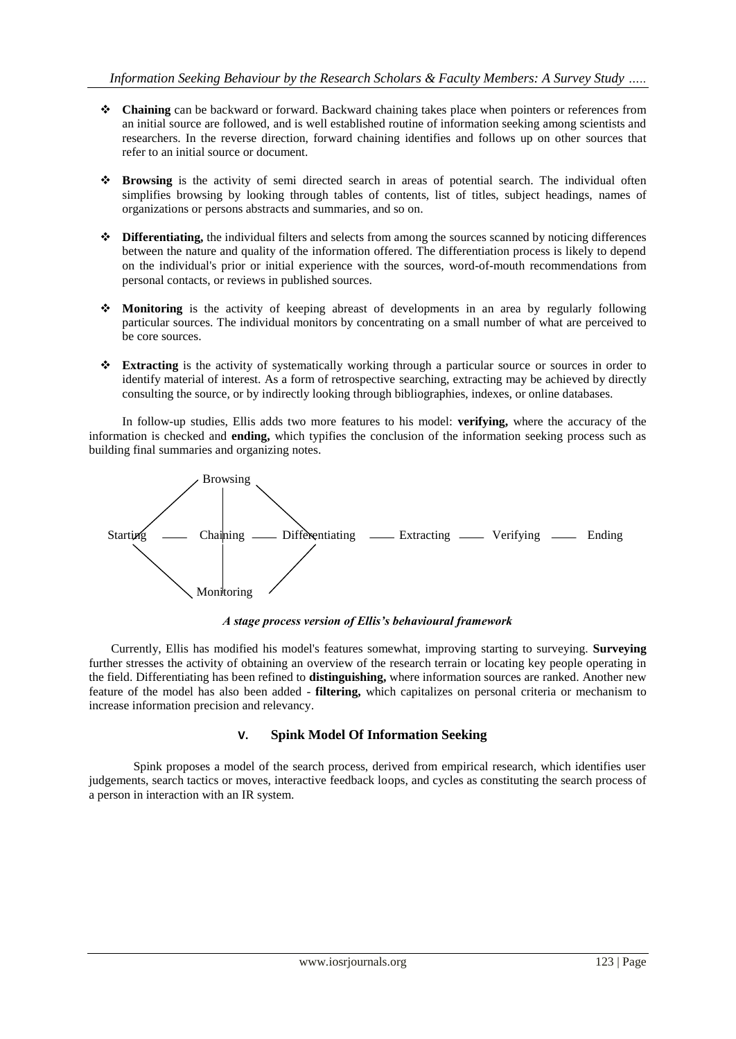- **Chaining** can be backward or forward. Backward chaining takes place when pointers or references from an initial source are followed, and is well established routine of information seeking among scientists and researchers. In the reverse direction, forward chaining identifies and follows up on other sources that refer to an initial source or document.

- **Browsing** is the activity of semi directed search in areas of potential search. The individual often simplifies browsing by looking through tables of contents, list of titles, subject headings, names of organizations or persons abstracts and summaries, and so on.

- **Differentiating,** the individual filters and selects from among the sources scanned by noticing differences between the nature and quality of the information offered. The differentiation process is likely to depend on the individual's prior or initial experience with the sources, word-of-mouth recommendations from personal contacts, or reviews in published sources.

- **Monitoring** is the activity of keeping abreast of developments in an area by regularly following particular sources. The individual monitors by concentrating on a small number of what are perceived to be core sources.

- **Extracting** is the activity of systematically working through a particular source or sources in order to identify material of interest. As a form of retrospective searching, extracting may be achieved by directly consulting the source, or by indirectly looking through bibliographies, indexes, or online databases.

In follow-up studies, Ellis adds two more features to his model: **verifying,** where the accuracy of the information is checked and **ending,** which typifies the conclusion of the information seeking process such as building final summaries and organizing notes.

```
              Browsing
Starting —— Chaining —— Differentiating —— Extracting —— Verifying —— Ending
              Monitoring
```

***A stage process version of Ellis's behavioural framework***

Currently, Ellis has modified his model's features somewhat, improving starting to surveying. **Surveying** further stresses the activity of obtaining an overview of the research terrain or locating key people operating in the field. Differentiating has been refined to **distinguishing,** where information sources are ranked. Another new feature of the model has also been added - **filtering,** which capitalizes on personal criteria or mechanism to increase information precision and relevancy.

## V. Spink Model Of Information Seeking

Spink proposes a model of the search process, derived from empirical research, which identifies user judgements, search tactics or moves, interactive feedback loops, and cycles as constituting the search process of a person in interaction with an IR system.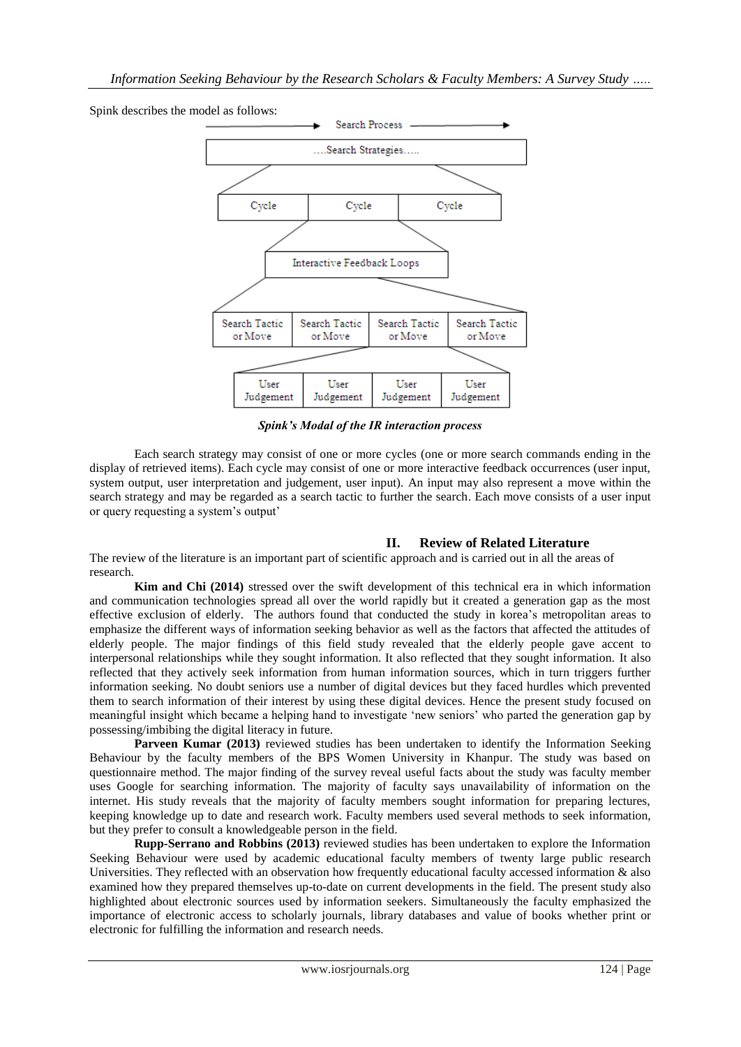Spink describes the model as follows:

Search Process

....Search Strategies.....

| Cycle | Cycle | Cycle |
|---|---|---|

Interactive Feedback Loops

| Search Tactic or Move | Search Tactic or Move | Search Tactic or Move | Search Tactic or Move |
|---|---|---|---|

| User Judgement | User Judgement | User Judgement | User Judgement |
|---|---|---|---|

***Spink's Modal of the IR interaction process***

Each search strategy may consist of one or more cycles (one or more search commands ending in the display of retrieved items). Each cycle may consist of one or more interactive feedback occurrences (user input, system output, user interpretation and judgement, user input). An input may also represent a move within the search strategy and may be regarded as a search tactic to further the search. Each move consists of a user input or query requesting a system's output'

## II. Review of Related Literature

The review of the literature is an important part of scientific approach and is carried out in all the areas of research.

**Kim and Chi (2014)** stressed over the swift development of this technical era in which information and communication technologies spread all over the world rapidly but it created a generation gap as the most effective exclusion of elderly. The authors found that conducted the study in korea's metropolitan areas to emphasize the different ways of information seeking behavior as well as the factors that affected the attitudes of elderly people. The major findings of this field study revealed that the elderly people gave accent to interpersonal relationships while they sought information. It also reflected that they sought information. It also reflected that they actively seek information from human information sources, which in turn triggers further information seeking. No doubt seniors use a number of digital devices but they faced hurdles which prevented them to search information of their interest by using these digital devices. Hence the present study focused on meaningful insight which became a helping hand to investigate 'new seniors' who parted the generation gap by possessing/imbibing the digital literacy in future.

**Parveen Kumar (2013)** reviewed studies has been undertaken to identify the Information Seeking Behaviour by the faculty members of the BPS Women University in Khanpur. The study was based on questionnaire method. The major finding of the survey reveal useful facts about the study was faculty member uses Google for searching information. The majority of faculty says unavailability of information on the internet. His study reveals that the majority of faculty members sought information for preparing lectures, keeping knowledge up to date and research work. Faculty members used several methods to seek information, but they prefer to consult a knowledgeable person in the field.

**Rupp-Serrano and Robbins (2013)** reviewed studies has been undertaken to explore the Information Seeking Behaviour were used by academic educational faculty members of twenty large public research Universities. They reflected with an observation how frequently educational faculty accessed information & also examined how they prepared themselves up-to-date on current developments in the field. The present study also highlighted about electronic sources used by information seekers. Simultaneously the faculty emphasized the importance of electronic access to scholarly journals, library databases and value of books whether print or electronic for fulfilling the information and research needs.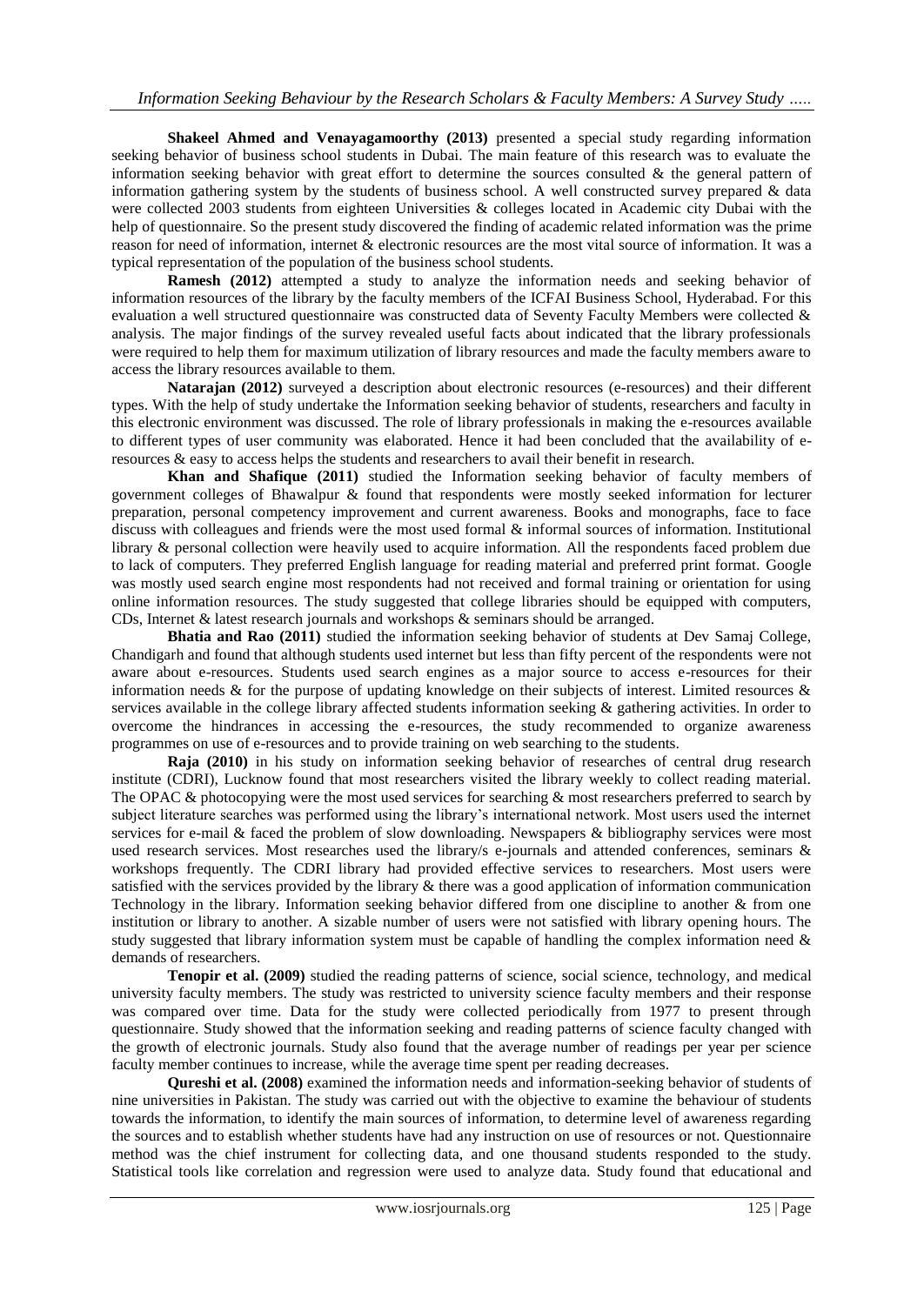**Shakeel Ahmed and Venayagamoorthy (2013)** presented a special study regarding information seeking behavior of business school students in Dubai. The main feature of this research was to evaluate the information seeking behavior with great effort to determine the sources consulted & the general pattern of information gathering system by the students of business school. A well constructed survey prepared & data were collected 2003 students from eighteen Universities & colleges located in Academic city Dubai with the help of questionnaire. So the present study discovered the finding of academic related information was the prime reason for need of information, internet & electronic resources are the most vital source of information. It was a typical representation of the population of the business school students.

**Ramesh (2012)** attempted a study to analyze the information needs and seeking behavior of information resources of the library by the faculty members of the ICFAI Business School, Hyderabad. For this evaluation a well structured questionnaire was constructed data of Seventy Faculty Members were collected & analysis. The major findings of the survey revealed useful facts about indicated that the library professionals were required to help them for maximum utilization of library resources and made the faculty members aware to access the library resources available to them.

**Natarajan (2012)** surveyed a description about electronic resources (e-resources) and their different types. With the help of study undertake the Information seeking behavior of students, researchers and faculty in this electronic environment was discussed. The role of library professionals in making the e-resources available to different types of user community was elaborated. Hence it had been concluded that the availability of e-resources & easy to access helps the students and researchers to avail their benefit in research.

**Khan and Shafique (2011)** studied the Information seeking behavior of faculty members of government colleges of Bhawalpur & found that respondents were mostly seeked information for lecturer preparation, personal competency improvement and current awareness. Books and monographs, face to face discuss with colleagues and friends were the most used formal & informal sources of information. Institutional library & personal collection were heavily used to acquire information. All the respondents faced problem due to lack of computers. They preferred English language for reading material and preferred print format. Google was mostly used search engine most respondents had not received and formal training or orientation for using online information resources. The study suggested that college libraries should be equipped with computers, CDs, Internet & latest research journals and workshops & seminars should be arranged.

**Bhatia and Rao (2011)** studied the information seeking behavior of students at Dev Samaj College, Chandigarh and found that although students used internet but less than fifty percent of the respondents were not aware about e-resources. Students used search engines as a major source to access e-resources for their information needs & for the purpose of updating knowledge on their subjects of interest. Limited resources & services available in the college library affected students information seeking & gathering activities. In order to overcome the hindrances in accessing the e-resources, the study recommended to organize awareness programmes on use of e-resources and to provide training on web searching to the students.

**Raja (2010)** in his study on information seeking behavior of researches of central drug research institute (CDRI), Lucknow found that most researchers visited the library weekly to collect reading material. The OPAC & photocopying were the most used services for searching & most researchers preferred to search by subject literature searches was performed using the library's international network. Most users used the internet services for e-mail & faced the problem of slow downloading. Newspapers & bibliography services were most used research services. Most researches used the library/s e-journals and attended conferences, seminars & workshops frequently. The CDRI library had provided effective services to researchers. Most users were satisfied with the services provided by the library & there was a good application of information communication Technology in the library. Information seeking behavior differed from one discipline to another & from one institution or library to another. A sizable number of users were not satisfied with library opening hours. The study suggested that library information system must be capable of handling the complex information need & demands of researchers.

**Tenopir et al. (2009)** studied the reading patterns of science, social science, technology, and medical university faculty members. The study was restricted to university science faculty members and their response was compared over time. Data for the study were collected periodically from 1977 to present through questionnaire. Study showed that the information seeking and reading patterns of science faculty changed with the growth of electronic journals. Study also found that the average number of readings per year per science faculty member continues to increase, while the average time spent per reading decreases.

**Qureshi et al. (2008)** examined the information needs and information-seeking behavior of students of nine universities in Pakistan. The study was carried out with the objective to examine the behaviour of students towards the information, to identify the main sources of information, to determine level of awareness regarding the sources and to establish whether students have had any instruction on use of resources or not. Questionnaire method was the chief instrument for collecting data, and one thousand students responded to the study. Statistical tools like correlation and regression were used to analyze data. Study found that educational and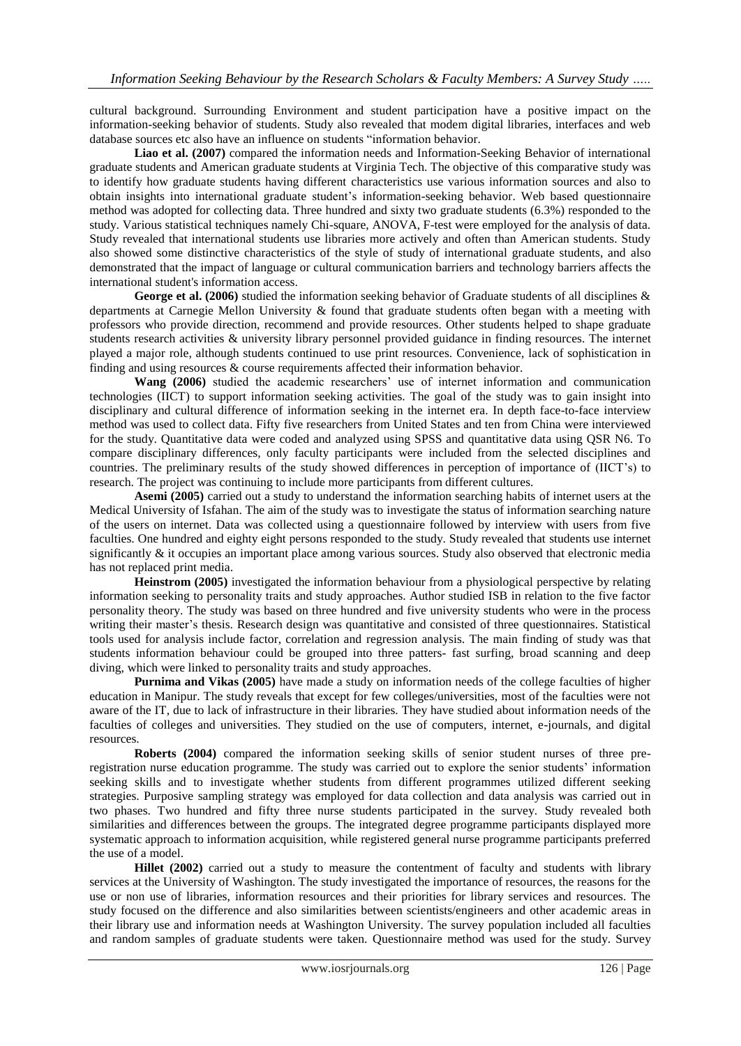cultural background. Surrounding Environment and student participation have a positive impact on the information-seeking behavior of students. Study also revealed that modem digital libraries, interfaces and web database sources etc also have an influence on students "information behavior.

**Liao et al. (2007)** compared the information needs and Information-Seeking Behavior of international graduate students and American graduate students at Virginia Tech. The objective of this comparative study was to identify how graduate students having different characteristics use various information sources and also to obtain insights into international graduate student's information-seeking behavior. Web based questionnaire method was adopted for collecting data. Three hundred and sixty two graduate students (6.3%) responded to the study. Various statistical techniques namely Chi-square, ANOVA, F-test were employed for the analysis of data. Study revealed that international students use libraries more actively and often than American students. Study also showed some distinctive characteristics of the style of study of international graduate students, and also demonstrated that the impact of language or cultural communication barriers and technology barriers affects the international student's information access.

**George et al. (2006)** studied the information seeking behavior of Graduate students of all disciplines & departments at Carnegie Mellon University & found that graduate students often began with a meeting with professors who provide direction, recommend and provide resources. Other students helped to shape graduate students research activities & university library personnel provided guidance in finding resources. The internet played a major role, although students continued to use print resources. Convenience, lack of sophistication in finding and using resources & course requirements affected their information behavior.

**Wang (2006)** studied the academic researchers' use of internet information and communication technologies (IICT) to support information seeking activities. The goal of the study was to gain insight into disciplinary and cultural difference of information seeking in the internet era. In depth face-to-face interview method was used to collect data. Fifty five researchers from United States and ten from China were interviewed for the study. Quantitative data were coded and analyzed using SPSS and quantitative data using QSR N6. To compare disciplinary differences, only faculty participants were included from the selected disciplines and countries. The preliminary results of the study showed differences in perception of importance of (IICT's) to research. The project was continuing to include more participants from different cultures.

**Asemi (2005)** carried out a study to understand the information searching habits of internet users at the Medical University of Isfahan. The aim of the study was to investigate the status of information searching nature of the users on internet. Data was collected using a questionnaire followed by interview with users from five faculties. One hundred and eighty eight persons responded to the study. Study revealed that students use internet significantly & it occupies an important place among various sources. Study also observed that electronic media has not replaced print media.

**Heinstrom (2005)** investigated the information behaviour from a physiological perspective by relating information seeking to personality traits and study approaches. Author studied ISB in relation to the five factor personality theory. The study was based on three hundred and five university students who were in the process writing their master's thesis. Research design was quantitative and consisted of three questionnaires. Statistical tools used for analysis include factor, correlation and regression analysis. The main finding of study was that students information behaviour could be grouped into three patters- fast surfing, broad scanning and deep diving, which were linked to personality traits and study approaches.

**Purnima and Vikas (2005)** have made a study on information needs of the college faculties of higher education in Manipur. The study reveals that except for few colleges/universities, most of the faculties were not aware of the IT, due to lack of infrastructure in their libraries. They have studied about information needs of the faculties of colleges and universities. They studied on the use of computers, internet, e-journals, and digital resources.

**Roberts (2004)** compared the information seeking skills of senior student nurses of three pre-registration nurse education programme. The study was carried out to explore the senior students' information seeking skills and to investigate whether students from different programmes utilized different seeking strategies. Purposive sampling strategy was employed for data collection and data analysis was carried out in two phases. Two hundred and fifty three nurse students participated in the survey. Study revealed both similarities and differences between the groups. The integrated degree programme participants displayed more systematic approach to information acquisition, while registered general nurse programme participants preferred the use of a model.

**Hillet (2002)** carried out a study to measure the contentment of faculty and students with library services at the University of Washington. The study investigated the importance of resources, the reasons for the use or non use of libraries, information resources and their priorities for library services and resources. The study focused on the difference and also similarities between scientists/engineers and other academic areas in their library use and information needs at Washington University. The survey population included all faculties and random samples of graduate students were taken. Questionnaire method was used for the study. Survey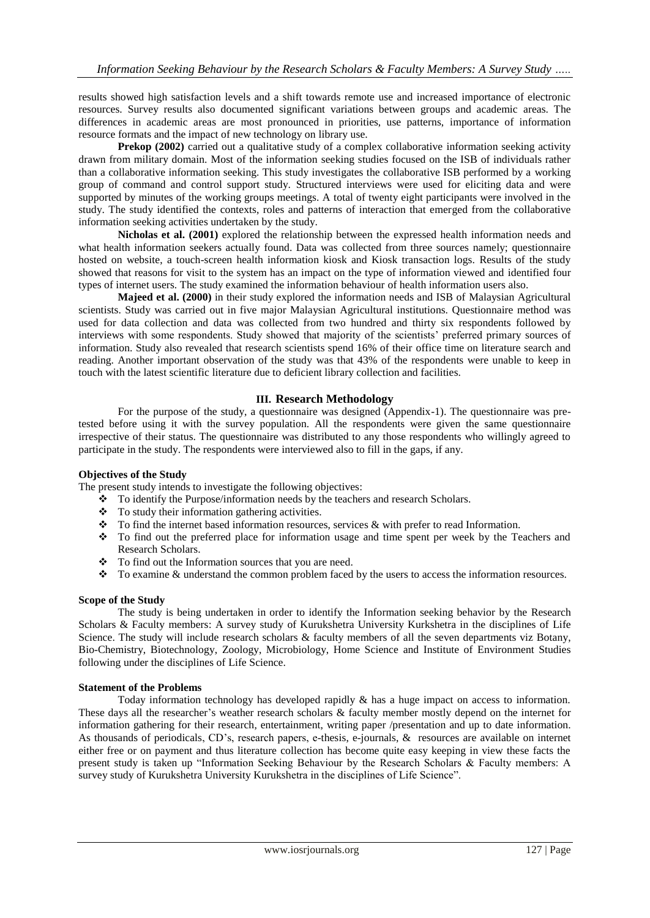results showed high satisfaction levels and a shift towards remote use and increased importance of electronic resources. Survey results also documented significant variations between groups and academic areas. The differences in academic areas are most pronounced in priorities, use patterns, importance of information resource formats and the impact of new technology on library use.

**Prekop (2002)** carried out a qualitative study of a complex collaborative information seeking activity drawn from military domain. Most of the information seeking studies focused on the ISB of individuals rather than a collaborative information seeking. This study investigates the collaborative ISB performed by a working group of command and control support study. Structured interviews were used for eliciting data and were supported by minutes of the working groups meetings. A total of twenty eight participants were involved in the study. The study identified the contexts, roles and patterns of interaction that emerged from the collaborative information seeking activities undertaken by the study.

**Nicholas et al. (2001)** explored the relationship between the expressed health information needs and what health information seekers actually found. Data was collected from three sources namely; questionnaire hosted on website, a touch-screen health information kiosk and Kiosk transaction logs. Results of the study showed that reasons for visit to the system has an impact on the type of information viewed and identified four types of internet users. The study examined the information behaviour of health information users also.

**Majeed et al. (2000)** in their study explored the information needs and ISB of Malaysian Agricultural scientists. Study was carried out in five major Malaysian Agricultural institutions. Questionnaire method was used for data collection and data was collected from two hundred and thirty six respondents followed by interviews with some respondents. Study showed that majority of the scientists' preferred primary sources of information. Study also revealed that research scientists spend 16% of their office time on literature search and reading. Another important observation of the study was that 43% of the respondents were unable to keep in touch with the latest scientific literature due to deficient library collection and facilities.

## III. Research Methodology

For the purpose of the study, a questionnaire was designed (Appendix-1). The questionnaire was pre-tested before using it with the survey population. All the respondents were given the same questionnaire irrespective of their status. The questionnaire was distributed to any those respondents who willingly agreed to participate in the study. The respondents were interviewed also to fill in the gaps, if any.

### Objectives of the Study

The present study intends to investigate the following objectives:

- To identify the Purpose/information needs by the teachers and research Scholars.
- To study their information gathering activities.
- To find the internet based information resources, services & with prefer to read Information.
- To find out the preferred place for information usage and time spent per week by the Teachers and Research Scholars.
- To find out the Information sources that you are need.
- To examine & understand the common problem faced by the users to access the information resources.

### Scope of the Study

The study is being undertaken in order to identify the Information seeking behavior by the Research Scholars & Faculty members: A survey study of Kurukshetra University Kurkshetra in the disciplines of Life Science. The study will include research scholars & faculty members of all the seven departments viz Botany, Bio-Chemistry, Biotechnology, Zoology, Microbiology, Home Science and Institute of Environment Studies following under the disciplines of Life Science.

### Statement of the Problems

Today information technology has developed rapidly & has a huge impact on access to information. These days all the researcher's weather research scholars & faculty member mostly depend on the internet for information gathering for their research, entertainment, writing paper /presentation and up to date information. As thousands of periodicals, CD's, research papers, e-thesis, e-journals, & resources are available on internet either free or on payment and thus literature collection has become quite easy keeping in view these facts the present study is taken up "Information Seeking Behaviour by the Research Scholars & Faculty members: A survey study of Kurukshetra University Kurukshetra in the disciplines of Life Science".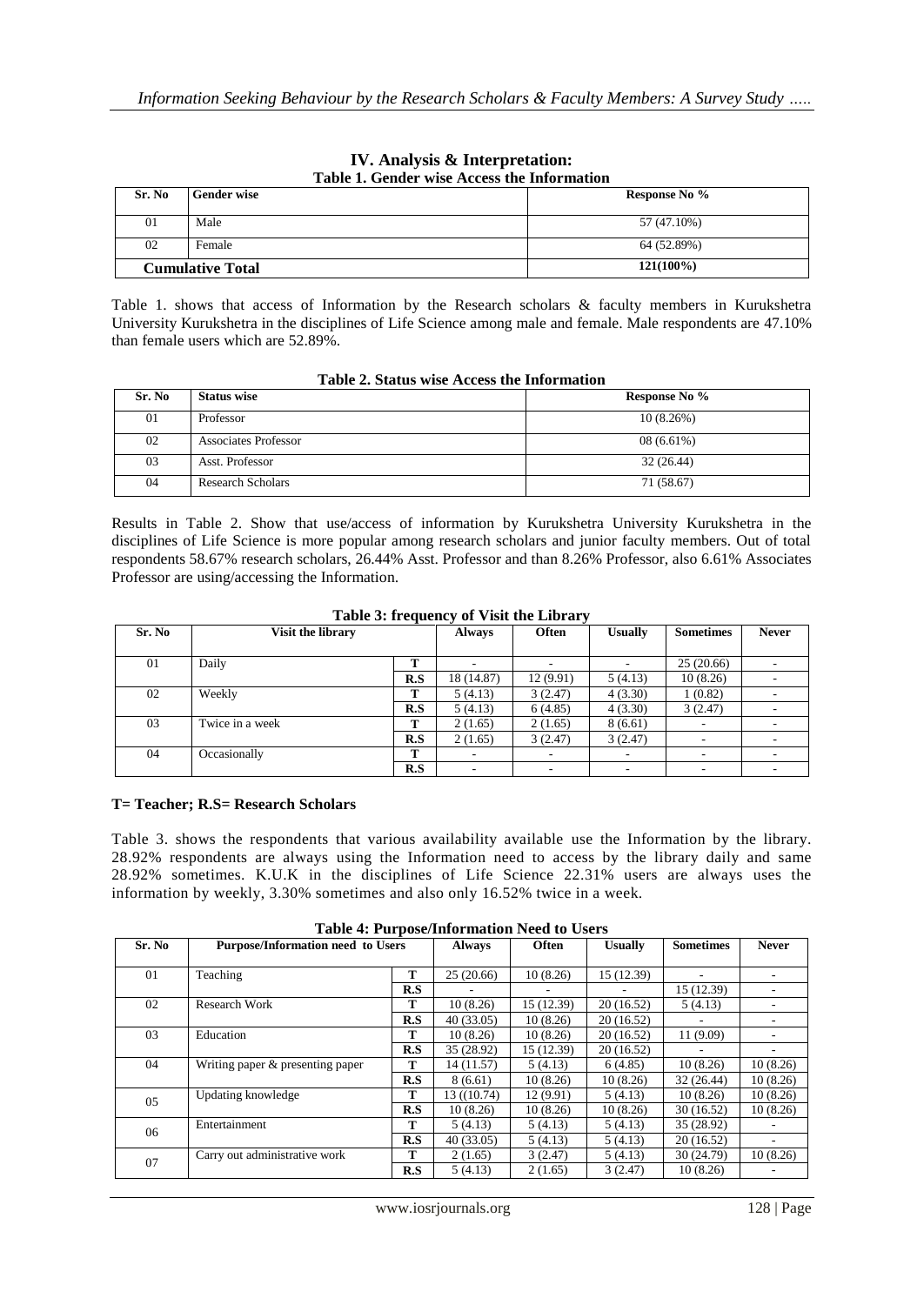## IV. Analysis & Interpretation:

**Table 1. Gender wise Access the Information**

| Sr. No | Gender wise | Response No % |
|---|---|---|
| 01 | Male | 57 (47.10%) |
| 02 | Female | 64 (52.89%) |
| **Cumulative Total** | | **121(100%)** |

Table 1. shows that access of Information by the Research scholars & faculty members in Kurukshetra University Kurukshetra in the disciplines of Life Science among male and female. Male respondents are 47.10% than female users which are 52.89%.

**Table 2. Status wise Access the Information**

| Sr. No | Status wise | Response No % |
|---|---|---|
| 01 | Professor | 10 (8.26%) |
| 02 | Associates Professor | 08 (6.61%) |
| 03 | Asst. Professor | 32 (26.44) |
| 04 | Research Scholars | 71 (58.67) |

Results in Table 2. Show that use/access of information by Kurukshetra University Kurukshetra in the disciplines of Life Science is more popular among research scholars and junior faculty members. Out of total respondents 58.67% research scholars, 26.44% Asst. Professor and than 8.26% Professor, also 6.61% Associates Professor are using/accessing the Information.

**Table 3: frequency of Visit the Library**

| Sr. No | Visit the library | | Always | Often | Usually | Sometimes | Never |
|---|---|---|---|---|---|---|---|
| 01 | Daily | T | - | - | - | 25 (20.66) | - |
| | | R.S | 18 (14.87) | 12 (9.91) | 5 (4.13) | 10 (8.26) | - |
| 02 | Weekly | T | 5 (4.13) | 3 (2.47) | 4 (3.30) | 1 (0.82) | - |
| | | R.S | 5 (4.13) | 6 (4.85) | 4 (3.30) | 3 (2.47) | - |
| 03 | Twice in a week | T | 2 (1.65) | 2 (1.65) | 8 (6.61) | - | - |
| | | R.S | 2 (1.65) | 3 (2.47) | 3 (2.47) | - | - |
| 04 | Occasionally | T | - | - | - | - | - |
| | | R.S | - | - | - | - | - |

**T= Teacher; R.S= Research Scholars**

Table 3. shows the respondents that various availability available use the Information by the library. 28.92% respondents are always using the Information need to access by the library daily and same 28.92% sometimes. K.U.K in the disciplines of Life Science 22.31% users are always uses the information by weekly, 3.30% sometimes and also only 16.52% twice in a week.

**Table 4: Purpose/Information Need to Users**

| Sr. No | Purpose/Information need to Users | | Always | Often | Usually | Sometimes | Never |
|---|---|---|---|---|---|---|---|
| 01 | Teaching | T | 25 (20.66) | 10 (8.26) | 15 (12.39) | - | - |
| | | R.S | - | - | - | 15 (12.39) | - |
| 02 | Research Work | T | 10 (8.26) | 15 (12.39) | 20 (16.52) | 5 (4.13) | - |
| | | R.S | 40 (33.05) | 10 (8.26) | 20 (16.52) | - | - |
| 03 | Education | T | 10 (8.26) | 10 (8.26) | 20 (16.52) | 11 (9.09) | - |
| | | R.S | 35 (28.92) | 15 (12.39) | 20 (16.52) | - | - |
| 04 | Writing paper & presenting paper | T | 14 (11.57) | 5 (4.13) | 6 (4.85) | 10 (8.26) | 10 (8.26) |
| | | R.S | 8 (6.61) | 10 (8.26) | 10 (8.26) | 32 (26.44) | 10 (8.26) |
| 05 | Updating knowledge | T | 13 ((10.74) | 12 (9.91) | 5 (4.13) | 10 (8.26) | 10 (8.26) |
| | | R.S | 10 (8.26) | 10 (8.26) | 10 (8.26) | 30 (16.52) | 10 (8.26) |
| 06 | Entertainment | T | 5 (4.13) | 5 (4.13) | 5 (4.13) | 35 (28.92) | - |
| | | R.S | 40 (33.05) | 5 (4.13) | 5 (4.13) | 20 (16.52) | - |
| 07 | Carry out administrative work | T | 2 (1.65) | 3 (2.47) | 5 (4.13) | 30 (24.79) | 10 (8.26) |
| | | R.S | 5 (4.13) | 2 (1.65) | 3 (2.47) | 10 (8.26) | - |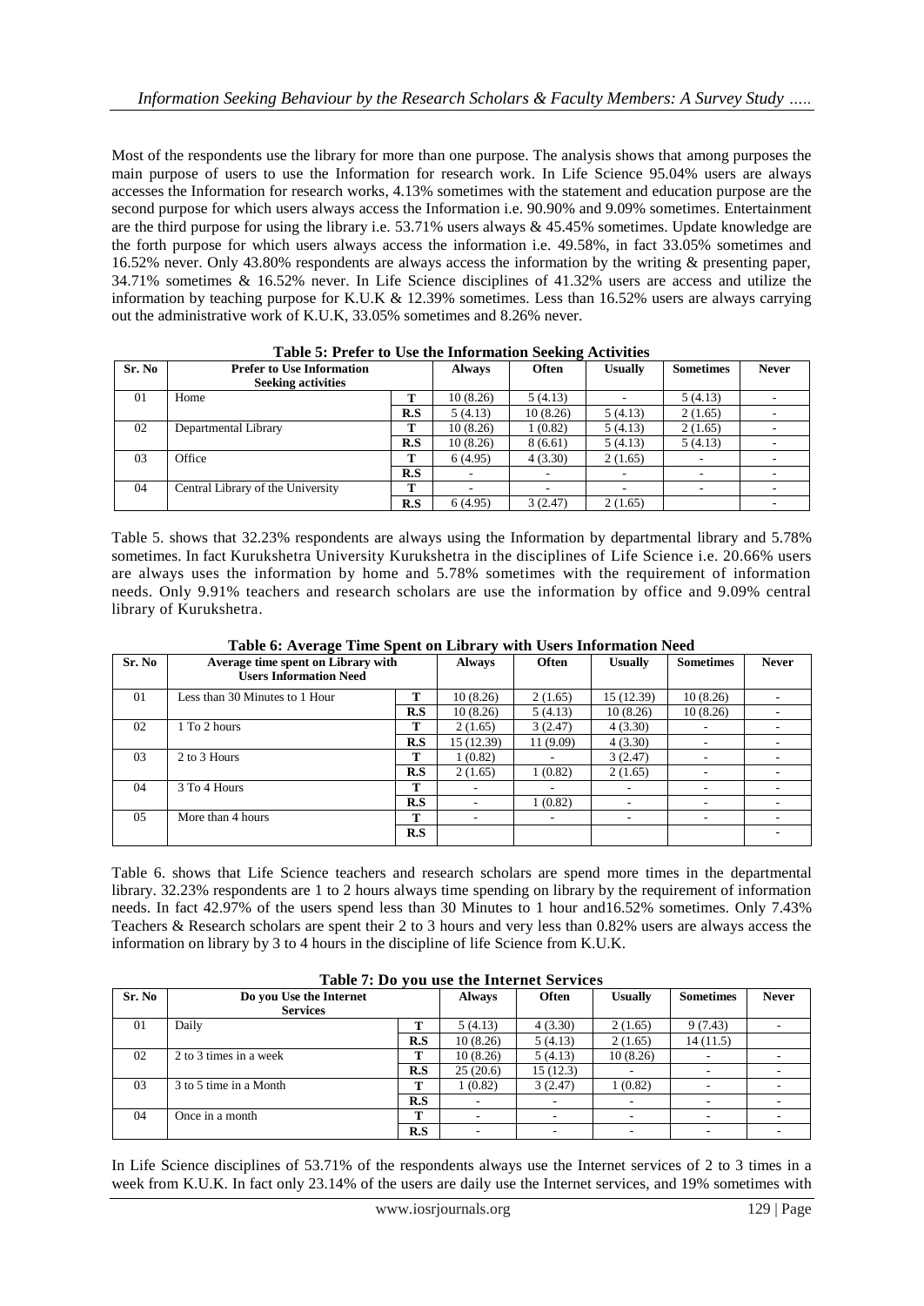Most of the respondents use the library for more than one purpose. The analysis shows that among purposes the main purpose of users to use the Information for research work. In Life Science 95.04% users are always accesses the Information for research works, 4.13% sometimes with the statement and education purpose are the second purpose for which users always access the Information i.e. 90.90% and 9.09% sometimes. Entertainment are the third purpose for using the library i.e. 53.71% users always & 45.45% sometimes. Update knowledge are the forth purpose for which users always access the information i.e. 49.58%, in fact 33.05% sometimes and 16.52% never. Only 43.80% respondents are always access the information by the writing & presenting paper, 34.71% sometimes & 16.52% never. In Life Science disciplines of 41.32% users are access and utilize the information by teaching purpose for K.U.K & 12.39% sometimes. Less than 16.52% users are always carrying out the administrative work of K.U.K, 33.05% sometimes and 8.26% never.

**Table 5: Prefer to Use the Information Seeking Activities**

| Sr. No | Prefer to Use Information Seeking activities | | Always | Often | Usually | Sometimes | Never |
|---|---|---|---|---|---|---|---|
| 01 | Home | T | 10 (8.26) | 5 (4.13) | - | 5 (4.13) | - |
| | | R.S | 5 (4.13) | 10 (8.26) | 5 (4.13) | 2 (1.65) | - |
| 02 | Departmental Library | T | 10 (8.26) | 1 (0.82) | 5 (4.13) | 2 (1.65) | - |
| | | R.S | 10 (8.26) | 8 (6.61) | 5 (4.13) | 5 (4.13) | - |
| 03 | Office | T | 6 (4.95) | 4 (3.30) | 2 (1.65) | - | - |
| | | R.S | - | - | - | - | - |
| 04 | Central Library of the University | T | - | - | - | - | - |
| | | R.S | 6 (4.95) | 3 (2.47) | 2 (1.65) | | - |

Table 5. shows that 32.23% respondents are always using the Information by departmental library and 5.78% sometimes. In fact Kurukshetra University Kurukshetra in the disciplines of Life Science i.e. 20.66% users are always uses the information by home and 5.78% sometimes with the requirement of information needs. Only 9.91% teachers and research scholars are use the information by office and 9.09% central library of Kurukshetra.

**Table 6: Average Time Spent on Library with Users Information Need**

| Sr. No | Average time spent on Library with Users Information Need | | Always | Often | Usually | Sometimes | Never |
|---|---|---|---|---|---|---|---|
| 01 | Less than 30 Minutes to 1 Hour | T | 10 (8.26) | 2 (1.65) | 15 (12.39) | 10 (8.26) | - |
| | | R.S | 10 (8.26) | 5 (4.13) | 10 (8.26) | 10 (8.26) | - |
| 02 | 1 To 2 hours | T | 2 (1.65) | 3 (2.47) | 4 (3.30) | - | - |
| | | R.S | 15 (12.39) | 11 (9.09) | 4 (3.30) | - | - |
| 03 | 2 to 3 Hours | T | 1 (0.82) | - | 3 (2.47) | - | - |
| | | R.S | 2 (1.65) | 1 (0.82) | 2 (1.65) | - | - |
| 04 | 3 To 4 Hours | T | - | - | - | - | - |
| | | R.S | - | 1 (0.82) | - | - | - |
| 05 | More than 4 hours | T | - | - | - | - | - |
| | | R.S | | | | | - |

Table 6. shows that Life Science teachers and research scholars are spend more times in the departmental library. 32.23% respondents are 1 to 2 hours always time spending on library by the requirement of information needs. In fact 42.97% of the users spend less than 30 Minutes to 1 hour and16.52% sometimes. Only 7.43% Teachers & Research scholars are spent their 2 to 3 hours and very less than 0.82% users are always access the information on library by 3 to 4 hours in the discipline of life Science from K.U.K.

**Table 7: Do you use the Internet Services**

| Sr. No | Do you Use the Internet Services | | Always | Often | Usually | Sometimes | Never |
|---|---|---|---|---|---|---|---|
| 01 | Daily | T | 5 (4.13) | 4 (3.30) | 2 (1.65) | 9 (7.43) | - |
| | | R.S | 10 (8.26) | 5 (4.13) | 2 (1.65) | 14 (11.5) | |
| 02 | 2 to 3 times in a week | T | 10 (8.26) | 5 (4.13) | 10 (8.26) | - | - |
| | | R.S | 25 (20.6) | 15 (12.3) | - | - | - |
| 03 | 3 to 5 time in a Month | T | 1 (0.82) | 3 (2.47) | 1 (0.82) | - | - |
| | | R.S | - | - | - | - | - |
| 04 | Once in a month | T | - | - | - | - | - |
| | | R.S | - | - | - | - | - |

In Life Science disciplines of 53.71% of the respondents always use the Internet services of 2 to 3 times in a week from K.U.K. In fact only 23.14% of the users are daily use the Internet services, and 19% sometimes with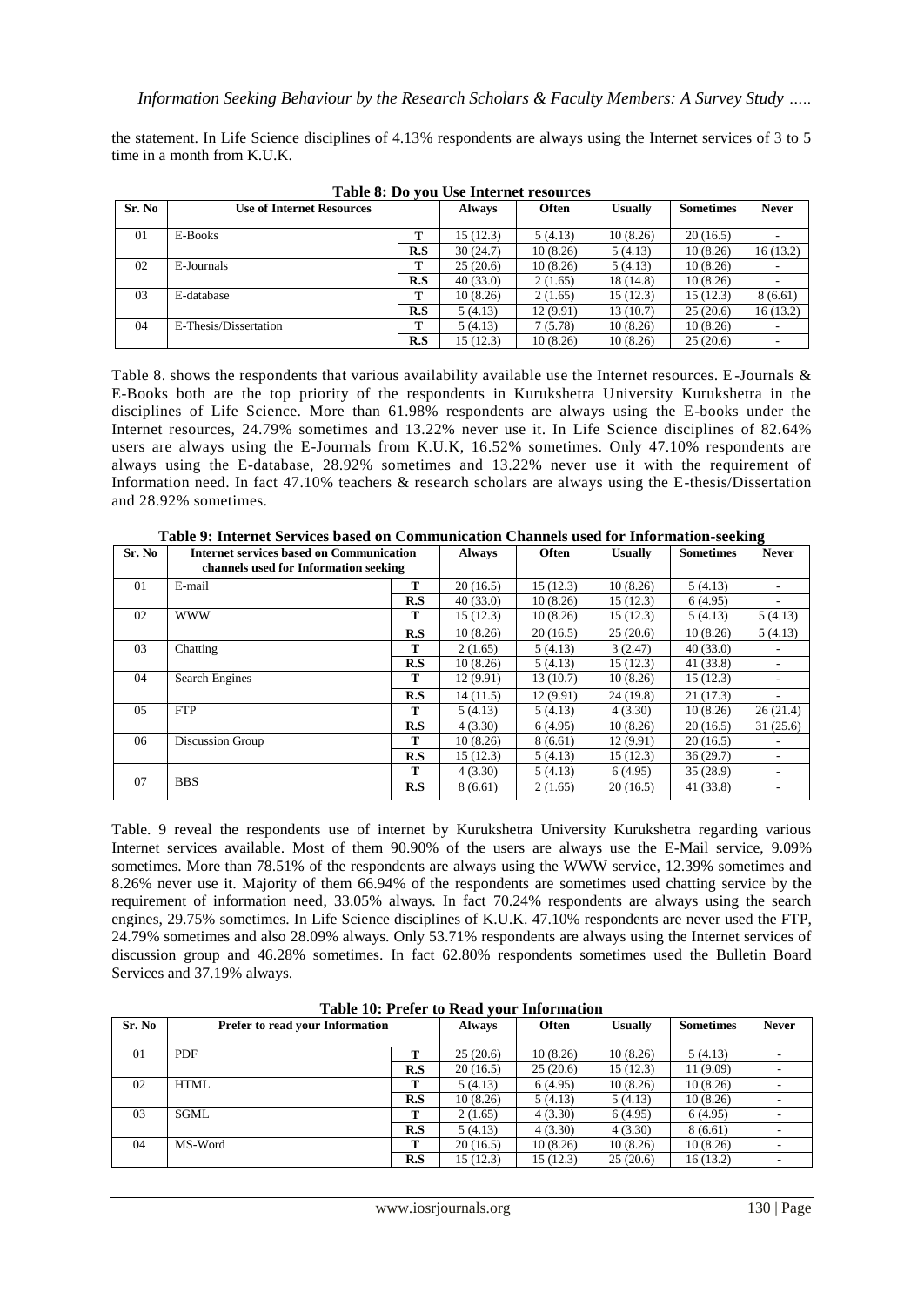the statement. In Life Science disciplines of 4.13% respondents are always using the Internet services of 3 to 5 time in a month from K.U.K.

**Table 8: Do you Use Internet resources**

| Sr. No | Use of Internet Resources | | Always | Often | Usually | Sometimes | Never |
|---|---|---|---|---|---|---|---|
| 01 | E-Books | T | 15 (12.3) | 5 (4.13) | 10 (8.26) | 20 (16.5) | - |
| | | R.S | 30 (24.7) | 10 (8.26) | 5 (4.13) | 10 (8.26) | 16 (13.2) |
| 02 | E-Journals | T | 25 (20.6) | 10 (8.26) | 5 (4.13) | 10 (8.26) | - |
| | | R.S | 40 (33.0) | 2 (1.65) | 18 (14.8) | 10 (8.26) | - |
| 03 | E-database | T | 10 (8.26) | 2 (1.65) | 15 (12.3) | 15 (12.3) | 8 (6.61) |
| | | R.S | 5 (4.13) | 12 (9.91) | 13 (10.7) | 25 (20.6) | 16 (13.2) |
| 04 | E-Thesis/Dissertation | T | 5 (4.13) | 7 (5.78) | 10 (8.26) | 10 (8.26) | - |
| | | R.S | 15 (12.3) | 10 (8.26) | 10 (8.26) | 25 (20.6) | - |

Table 8. shows the respondents that various availability available use the Internet resources. E-Journals & E-Books both are the top priority of the respondents in Kurukshetra University Kurukshetra in the disciplines of Life Science. More than 61.98% respondents are always using the E-books under the Internet resources, 24.79% sometimes and 13.22% never use it. In Life Science disciplines of 82.64% users are always using the E-Journals from K.U.K, 16.52% sometimes. Only 47.10% respondents are always using the E-database, 28.92% sometimes and 13.22% never use it with the requirement of Information need. In fact 47.10% teachers & research scholars are always using the E-thesis/Dissertation and 28.92% sometimes.

**Table 9: Internet Services based on Communication Channels used for Information-seeking**

| Sr. No | Internet services based on Communication channels used for Information seeking | | Always | Often | Usually | Sometimes | Never |
|---|---|---|---|---|---|---|---|
| 01 | E-mail | T | 20 (16.5) | 15 (12.3) | 10 (8.26) | 5 (4.13) | - |
| | | R.S | 40 (33.0) | 10 (8.26) | 15 (12.3) | 6 (4.95) | - |
| 02 | WWW | T | 15 (12.3) | 10 (8.26) | 15 (12.3) | 5 (4.13) | 5 (4.13) |
| | | R.S | 10 (8.26) | 20 (16.5) | 25 (20.6) | 10 (8.26) | 5 (4.13) |
| 03 | Chatting | T | 2 (1.65) | 5 (4.13) | 3 (2.47) | 40 (33.0) | - |
| | | R.S | 10 (8.26) | 5 (4.13) | 15 (12.3) | 41 (33.8) | - |
| 04 | Search Engines | T | 12 (9.91) | 13 (10.7) | 10 (8.26) | 15 (12.3) | - |
| | | R.S | 14 (11.5) | 12 (9.91) | 24 (19.8) | 21 (17.3) | - |
| 05 | FTP | T | 5 (4.13) | 5 (4.13) | 4 (3.30) | 10 (8.26) | 26 (21.4) |
| | | R.S | 4 (3.30) | 6 (4.95) | 10 (8.26) | 20 (16.5) | 31 (25.6) |
| 06 | Discussion Group | T | 10 (8.26) | 8 (6.61) | 12 (9.91) | 20 (16.5) | - |
| | | R.S | 15 (12.3) | 5 (4.13) | 15 (12.3) | 36 (29.7) | - |
| 07 | BBS | T | 4 (3.30) | 5 (4.13) | 6 (4.95) | 35 (28.9) | - |
| | | R.S | 8 (6.61) | 2 (1.65) | 20 (16.5) | 41 (33.8) | - |

Table. 9 reveal the respondents use of internet by Kurukshetra University Kurukshetra regarding various Internet services available. Most of them 90.90% of the users are always use the E-Mail service, 9.09% sometimes. More than 78.51% of the respondents are always using the WWW service, 12.39% sometimes and 8.26% never use it. Majority of them 66.94% of the respondents are sometimes used chatting service by the requirement of information need, 33.05% always. In fact 70.24% respondents are always using the search engines, 29.75% sometimes. In Life Science disciplines of K.U.K. 47.10% respondents are never used the FTP, 24.79% sometimes and also 28.09% always. Only 53.71% respondents are always using the Internet services of discussion group and 46.28% sometimes. In fact 62.80% respondents sometimes used the Bulletin Board Services and 37.19% always.

**Table 10: Prefer to Read your Information**

| Sr. No | Prefer to read your Information | | Always | Often | Usually | Sometimes | Never |
|---|---|---|---|---|---|---|---|
| 01 | PDF | T | 25 (20.6) | 10 (8.26) | 10 (8.26) | 5 (4.13) | - |
| | | R.S | 20 (16.5) | 25 (20.6) | 15 (12.3) | 11 (9.09) | - |
| 02 | HTML | T | 5 (4.13) | 6 (4.95) | 10 (8.26) | 10 (8.26) | - |
| | | R.S | 10 (8.26) | 5 (4.13) | 5 (4.13) | 10 (8.26) | - |
| 03 | SGML | T | 2 (1.65) | 4 (3.30) | 6 (4.95) | 6 (4.95) | - |
| | | R.S | 5 (4.13) | 4 (3.30) | 4 (3.30) | 8 (6.61) | - |
| 04 | MS-Word | T | 20 (16.5) | 10 (8.26) | 10 (8.26) | 10 (8.26) | - |
| | | R.S | 15 (12.3) | 15 (12.3) | 25 (20.6) | 16 (13.2) | - |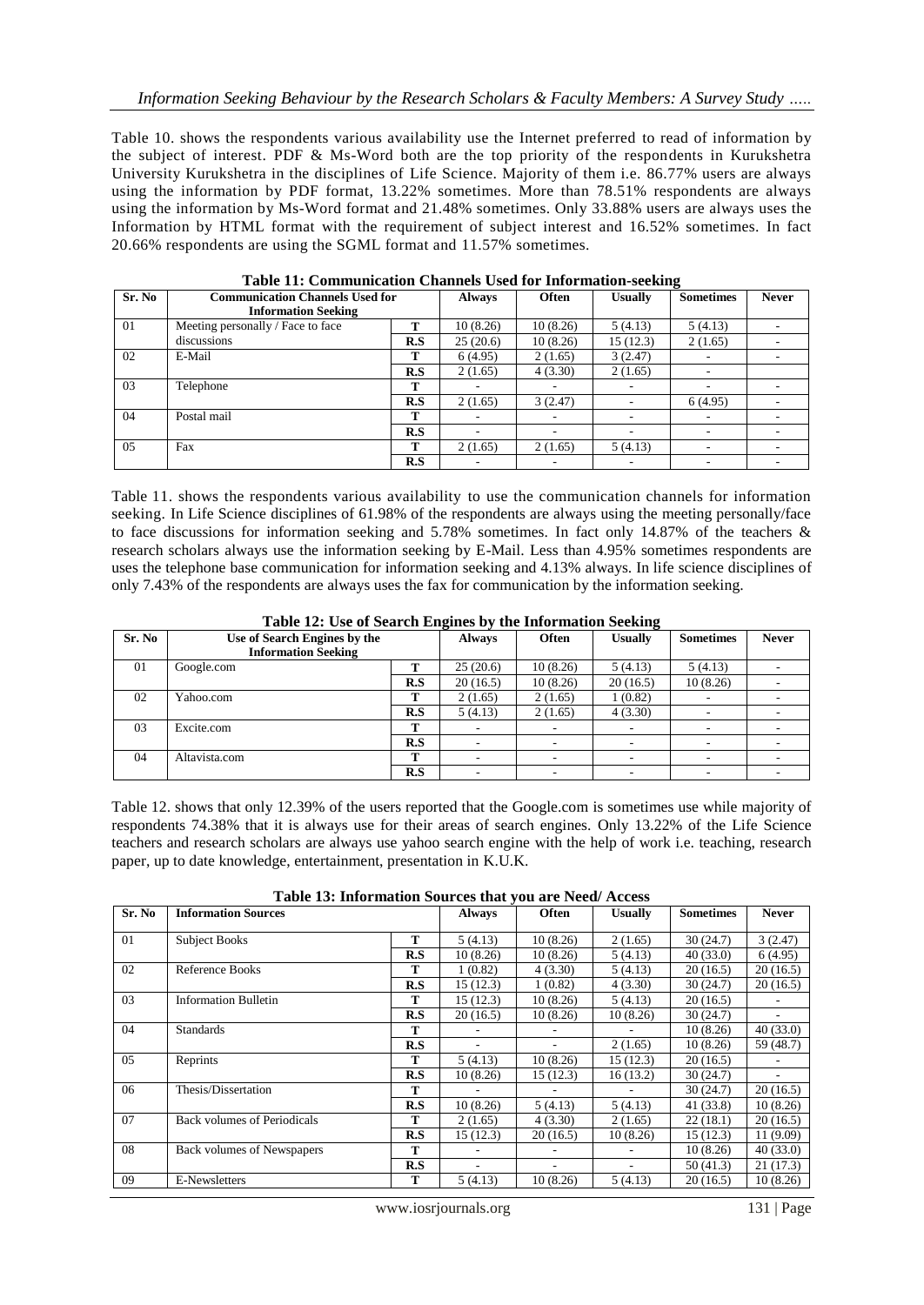Table 10. shows the respondents various availability use the Internet preferred to read of information by the subject of interest. PDF & Ms-Word both are the top priority of the respondents in Kurukshetra University Kurukshetra in the disciplines of Life Science. Majority of them i.e. 86.77% users are always using the information by PDF format, 13.22% sometimes. More than 78.51% respondents are always using the information by Ms-Word format and 21.48% sometimes. Only 33.88% users are always uses the Information by HTML format with the requirement of subject interest and 16.52% sometimes. In fact 20.66% respondents are using the SGML format and 11.57% sometimes.

**Table 11: Communication Channels Used for Information-seeking**

| Sr. No | Communication Channels Used for Information Seeking | | Always | Often | Usually | Sometimes | Never |
|---|---|---|---|---|---|---|---|
| 01 | Meeting personally / Face to face discussions | T | 10 (8.26) | 10 (8.26) | 5 (4.13) | 5 (4.13) | - |
| | | R.S | 25 (20.6) | 10 (8.26) | 15 (12.3) | 2 (1.65) | - |
| 02 | E-Mail | T | 6 (4.95) | 2 (1.65) | 3 (2.47) | - | - |
| | | R.S | 2 (1.65) | 4 (3.30) | 2 (1.65) | - | |
| 03 | Telephone | T | - | - | - | - | - |
| | | R.S | 2 (1.65) | 3 (2.47) | - | 6 (4.95) | - |
| 04 | Postal mail | T | - | - | - | - | - |
| | | R.S | - | - | - | - | - |
| 05 | Fax | T | 2 (1.65) | 2 (1.65) | 5 (4.13) | - | - |
| | | R.S | - | - | - | - | - |

Table 11. shows the respondents various availability to use the communication channels for information seeking. In Life Science disciplines of 61.98% of the respondents are always using the meeting personally/face to face discussions for information seeking and 5.78% sometimes. In fact only 14.87% of the teachers & research scholars always use the information seeking by E-Mail. Less than 4.95% sometimes respondents are uses the telephone base communication for information seeking and 4.13% always. In life science disciplines of only 7.43% of the respondents are always uses the fax for communication by the information seeking.

**Table 12: Use of Search Engines by the Information Seeking**

| Sr. No | Use of Search Engines by the Information Seeking | | Always | Often | Usually | Sometimes | Never |
|---|---|---|---|---|---|---|---|
| 01 | Google.com | T | 25 (20.6) | 10 (8.26) | 5 (4.13) | 5 (4.13) | - |
| | | R.S | 20 (16.5) | 10 (8.26) | 20 (16.5) | 10 (8.26) | - |
| 02 | Yahoo.com | T | 2 (1.65) | 2 (1.65) | 1 (0.82) | - | - |
| | | R.S | 5 (4.13) | 2 (1.65) | 4 (3.30) | - | - |
| 03 | Excite.com | T | - | - | - | - | - |
| | | R.S | - | - | - | - | - |
| 04 | Altavista.com | T | - | - | - | - | - |
| | | R.S | - | - | - | - | - |

Table 12. shows that only 12.39% of the users reported that the Google.com is sometimes use while majority of respondents 74.38% that it is always use for their areas of search engines. Only 13.22% of the Life Science teachers and research scholars are always use yahoo search engine with the help of work i.e. teaching, research paper, up to date knowledge, entertainment, presentation in K.U.K.

**Table 13: Information Sources that you are Need/ Access**

| Sr. No | Information Sources | | Always | Often | Usually | Sometimes | Never |
|---|---|---|---|---|---|---|---|
| 01 | Subject Books | T | 5 (4.13) | 10 (8.26) | 2 (1.65) | 30 (24.7) | 3 (2.47) |
| | | R.S | 10 (8.26) | 10 (8.26) | 5 (4.13) | 40 (33.0) | 6 (4.95) |
| 02 | Reference Books | T | 1 (0.82) | 4 (3.30) | 5 (4.13) | 20 (16.5) | 20 (16.5) |
| | | R.S | 15 (12.3) | 1 (0.82) | 4 (3.30) | 30 (24.7) | 20 (16.5) |
| 03 | Information Bulletin | T | 15 (12.3) | 10 (8.26) | 5 (4.13) | 20 (16.5) | - |
| | | R.S | 20 (16.5) | 10 (8.26) | 10 (8.26) | 30 (24.7) | - |
| 04 | Standards | T | - | - | - | 10 (8.26) | 40 (33.0) |
| | | R.S | - | - | 2 (1.65) | 10 (8.26) | 59 (48.7) |
| 05 | Reprints | T | 5 (4.13) | 10 (8.26) | 15 (12.3) | 20 (16.5) | - |
| | | R.S | 10 (8.26) | 15 (12.3) | 16 (13.2) | 30 (24.7) | - |
| 06 | Thesis/Dissertation | T | - | - | - | 30 (24.7) | 20 (16.5) |
| | | R.S | 10 (8.26) | 5 (4.13) | 5 (4.13) | 41 (33.8) | 10 (8.26) |
| 07 | Back volumes of Periodicals | T | 2 (1.65) | 4 (3.30) | 2 (1.65) | 22 (18.1) | 20 (16.5) |
| | | R.S | 15 (12.3) | 20 (16.5) | 10 (8.26) | 15 (12.3) | 11 (9.09) |
| 08 | Back volumes of Newspapers | T | - | - | - | 10 (8.26) | 40 (33.0) |
| | | R.S | - | - | - | 50 (41.3) | 21 (17.3) |
| 09 | E-Newsletters | T | 5 (4.13) | 10 (8.26) | 5 (4.13) | 20 (16.5) | 10 (8.26) |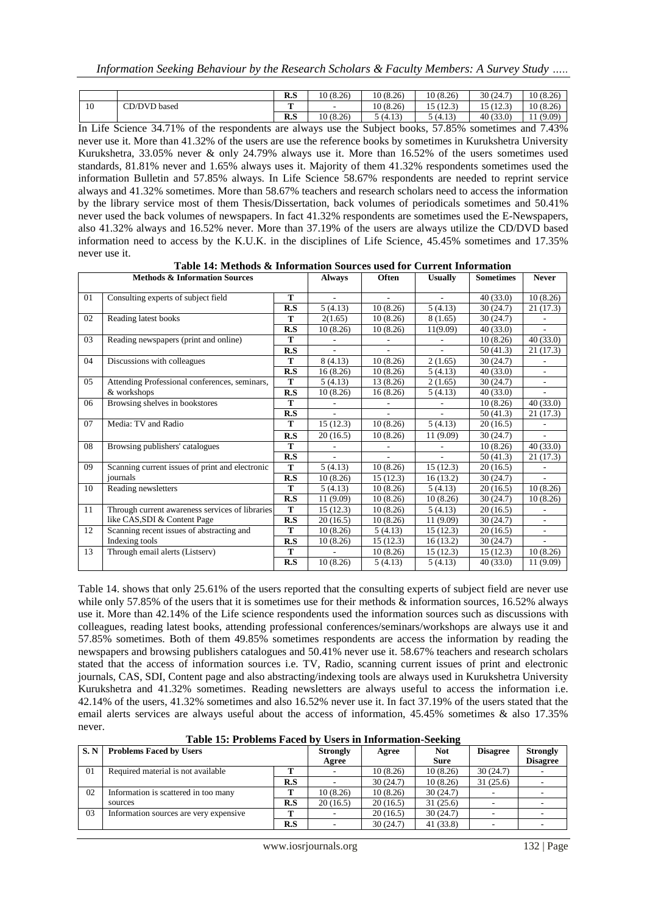|  |  | R.S | 10 (8.26) | 10 (8.26) | 10 (8.26) | 30 (24.7) | 10 (8.26) |
|---|---|---|---|---|---|---|---|
| 10 | CD/DVD based | T | - | 10 (8.26) | 15 (12.3) | 15 (12.3) | 10 (8.26) |
|  |  | R.S | 10 (8.26) | 5 (4.13) | 5 (4.13) | 40 (33.0) | 11 (9.09) |

In Life Science 34.71% of the respondents are always use the Subject books, 57.85% sometimes and 7.43% never use it. More than 41.32% of the users are use the reference books by sometimes in Kurukshetra University Kurukshetra, 33.05% never & only 24.79% always use it. More than 16.52% of the users sometimes used standards, 81.81% never and 1.65% always uses it. Majority of them 41.32% respondents sometimes used the information Bulletin and 57.85% always. In Life Science 58.67% respondents are needed to reprint service always and 41.32% sometimes. More than 58.67% teachers and research scholars need to access the information by the library service most of them Thesis/Dissertation, back volumes of periodicals sometimes and 50.41% never used the back volumes of newspapers. In fact 41.32% respondents are sometimes used the E-Newspapers, also 41.32% always and 16.52% never. More than 37.19% of the users are always utilize the CD/DVD based information need to access by the K.U.K. in the disciplines of Life Science, 45.45% sometimes and 17.35% never use it.

**Table 14: Methods & Information Sources used for Current Information**

| Methods & Information Sources | | | Always | Often | Usually | Sometimes | Never |
|---|---|---|---|---|---|---|---|
| 01 | Consulting experts of subject field | T | - | - | - | 40 (33.0) | 10 (8.26) |
|  |  | R.S | 5 (4.13) | 10 (8.26) | 5 (4.13) | 30 (24.7) | 21 (17.3) |
| 02 | Reading latest books | T | 2(1.65) | 10 (8.26) | 8 (1.65) | 30 (24.7) | - |
|  |  | R.S | 10 (8.26) | 10 (8.26) | 11(9.09) | 40 (33.0) | - |
| 03 | Reading newspapers (print and online) | T | - | - | - | 10 (8.26) | 40 (33.0) |
|  |  | R.S | - | - | - | 50 (41.3) | 21 (17.3) |
| 04 | Discussions with colleagues | T | 8 (4.13) | 10 (8.26) | 2 (1.65) | 30 (24.7) | - |
|  |  | R.S | 16 (8.26) | 10 (8.26) | 5 (4.13) | 40 (33.0) | - |
| 05 | Attending Professional conferences, seminars, & workshops | T | 5 (4.13) | 13 (8.26) | 2 (1.65) | 30 (24.7) | - |
|  |  | R.S | 10 (8.26) | 16 (8.26) | 5 (4.13) | 40 (33.0) | - |
| 06 | Browsing shelves in bookstores | T | - | - | - | 10 (8.26) | 40 (33.0) |
|  |  | R.S | - | - | - | 50 (41.3) | 21 (17.3) |
| 07 | Media: TV and Radio | T | 15 (12.3) | 10 (8.26) | 5 (4.13) | 20 (16.5) | - |
|  |  | R.S | 20 (16.5) | 10 (8.26) | 11 (9.09) | 30 (24.7) | - |
| 08 | Browsing publishers' catalogues | T | - | - | - | 10 (8.26) | 40 (33.0) |
|  |  | R.S | - | - | - | 50 (41.3) | 21 (17.3) |
| 09 | Scanning current issues of print and electronic journals | T | 5 (4.13) | 10 (8.26) | 15 (12.3) | 20 (16.5) | - |
|  |  | R.S | 10 (8.26) | 15 (12.3) | 16 (13.2) | 30 (24.7) | - |
| 10 | Reading newsletters | T | 5 (4.13) | 10 (8.26) | 5 (4.13) | 20 (16.5) | 10 (8.26) |
|  |  | R.S | 11 (9.09) | 10 (8.26) | 10 (8.26) | 30 (24.7) | 10 (8.26) |
| 11 | Through current awareness services of libraries like CAS,SDI & Content Page | T | 15 (12.3) | 10 (8.26) | 5 (4.13) | 20 (16.5) | - |
|  |  | R.S | 20 (16.5) | 10 (8.26) | 11 (9.09) | 30 (24.7) | - |
| 12 | Scanning recent issues of abstracting and Indexing tools | T | 10 (8.26) | 5 (4.13) | 15 (12.3) | 20 (16.5) | - |
|  |  | R.S | 10 (8.26) | 15 (12.3) | 16 (13.2) | 30 (24.7) | - |
| 13 | Through email alerts (Listserv) | T | - | 10 (8.26) | 15 (12.3) | 15 (12.3) | 10 (8.26) |
|  |  | R.S | 10 (8.26) | 5 (4.13) | 5 (4.13) | 40 (33.0) | 11 (9.09) |

Table 14. shows that only 25.61% of the users reported that the consulting experts of subject field are never use while only 57.85% of the users that it is sometimes use for their methods & information sources, 16.52% always use it. More than 42.14% of the Life science respondents used the information sources such as discussions with colleagues, reading latest books, attending professional conferences/seminars/workshops are always use it and 57.85% sometimes. Both of them 49.85% sometimes respondents are access the information by reading the newspapers and browsing publishers catalogues and 50.41% never use it. 58.67% teachers and research scholars stated that the access of information sources i.e. TV, Radio, scanning current issues of print and electronic journals, CAS, SDI, Content page and also abstracting/indexing tools are always used in Kurukshetra University Kurukshetra and 41.32% sometimes. Reading newsletters are always useful to access the information i.e. 42.14% of the users, 41.32% sometimes and also 16.52% never use it. In fact 37.19% of the users stated that the email alerts services are always useful about the access of information, 45.45% sometimes & also 17.35% never.

**Table 15: Problems Faced by Users in Information-Seeking**

| S. N | Problems Faced by Users | | Strongly Agree | Agree | Not Sure | Disagree | Strongly Disagree |
|---|---|---|---|---|---|---|---|
| 01 | Required material is not available | T | - | 10 (8.26) | 10 (8.26) | 30 (24.7) | - |
|  |  | R.S | - | 30 (24.7) | 10 (8.26) | 31 (25.6) | - |
| 02 | Information is scattered in too many sources | T | 10 (8.26) | 10 (8.26) | 30 (24.7) | - | - |
|  |  | R.S | 20 (16.5) | 20 (16.5) | 31 (25.6) | - | - |
| 03 | Information sources are very expensive | T | - | 20 (16.5) | 30 (24.7) | - | - |
|  |  | R.S | - | 30 (24.7) | 41 (33.8) | - | - |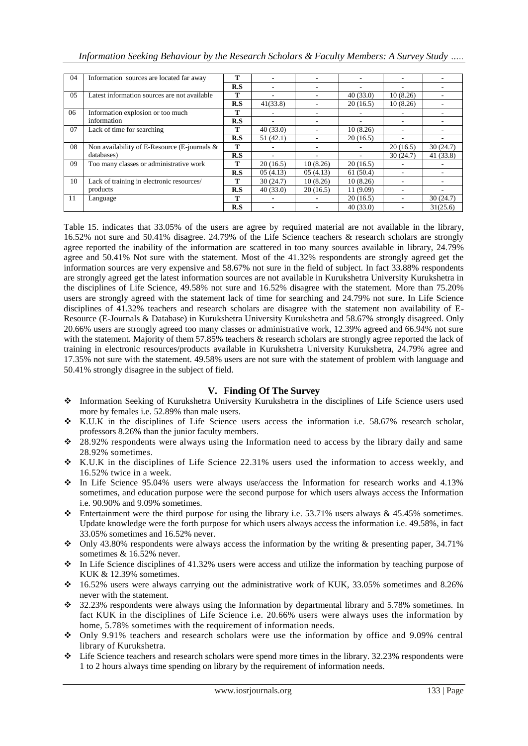| 04 | Information sources are located far away | T | - | - | - | - | - |
|---|---|---|---|---|---|---|---|
| | | R.S | - | - | - | - | - |
| 05 | Latest information sources are not available | T | - | - | 40 (33.0) | 10 (8.26) | - |
| | | R.S | 41(33.8) | - | 20 (16.5) | 10 (8.26) | - |
| 06 | Information explosion or too much information | T | - | - | - | - | - |
| | | R.S | - | - | - | - | - |
| 07 | Lack of time for searching | T | 40 (33.0) | - | 10 (8.26) | - | - |
| | | R.S | 51 (42.1) | - | 20 (16.5) | - | - |
| 08 | Non availability of E-Resource (E-journals & databases) | T | - | - | - | 20 (16.5) | 30 (24.7) |
| | | R.S | - | - | - | 30 (24.7) | 41 (33.8) |
| 09 | Too many classes or administrative work | T | 20 (16.5) | 10 (8.26) | 20 (16.5) | - | - |
| | | R.S | 05 (4.13) | 05 (4.13) | 61 (50.4) | - | - |
| 10 | Lack of training in electronic resources/ products | T | 30 (24.7) | 10 (8.26) | 10 (8.26) | - | - |
| | | R.S | 40 (33.0) | 20 (16.5) | 11 (9.09) | - | - |
| 11 | Language | T | - | - | 20 (16.5) | - | 30 (24.7) |
| | | R.S | - | - | 40 (33.0) | - | 31(25.6) |

Table 15. indicates that 33.05% of the users are agree by required material are not available in the library, 16.52% not sure and 50.41% disagree. 24.79% of the Life Science teachers & research scholars are strongly agree reported the inability of the information are scattered in too many sources available in library, 24.79% agree and 50.41% Not sure with the statement. Most of the 41.32% respondents are strongly agreed get the information sources are very expensive and 58.67% not sure in the field of subject. In fact 33.88% respondents are strongly agreed get the latest information sources are not available in Kurukshetra University Kurukshetra in the disciplines of Life Science, 49.58% not sure and 16.52% disagree with the statement. More than 75.20% users are strongly agreed with the statement lack of time for searching and 24.79% not sure. In Life Science disciplines of 41.32% teachers and research scholars are disagree with the statement non availability of E-Resource (E-Journals & Database) in Kurukshetra University Kurukshetra and 58.67% strongly disagreed. Only 20.66% users are strongly agreed too many classes or administrative work, 12.39% agreed and 66.94% not sure with the statement. Majority of them 57.85% teachers & research scholars are strongly agree reported the lack of training in electronic resources/products available in Kurukshetra University Kurukshetra, 24.79% agree and 17.35% not sure with the statement. 49.58% users are not sure with the statement of problem with language and 50.41% strongly disagree in the subject of field.

## V. Finding Of The Survey

- Information Seeking of Kurukshetra University Kurukshetra in the disciplines of Life Science users used more by females i.e. 52.89% than male users.
- K.U.K in the disciplines of Life Science users access the information i.e. 58.67% research scholar, professors 8.26% than the junior faculty members.
- 28.92% respondents were always using the Information need to access by the library daily and same 28.92% sometimes.
- K.U.K in the disciplines of Life Science 22.31% users used the information to access weekly, and 16.52% twice in a week.
- In Life Science 95.04% users were always use/access the Information for research works and 4.13% sometimes, and education purpose were the second purpose for which users always access the Information i.e. 90.90% and 9.09% sometimes.
- Entertainment were the third purpose for using the library i.e. 53.71% users always & 45.45% sometimes. Update knowledge were the forth purpose for which users always access the information i.e. 49.58%, in fact 33.05% sometimes and 16.52% never.
- Only 43.80% respondents were always access the information by the writing & presenting paper, 34.71% sometimes & 16.52% never.
- In Life Science disciplines of 41.32% users were access and utilize the information by teaching purpose of KUK & 12.39% sometimes.
- 16.52% users were always carrying out the administrative work of KUK, 33.05% sometimes and 8.26% never with the statement.
- 32.23% respondents were always using the Information by departmental library and 5.78% sometimes. In fact KUK in the disciplines of Life Science i.e. 20.66% users were always uses the information by home, 5.78% sometimes with the requirement of information needs.
- Only 9.91% teachers and research scholars were use the information by office and 9.09% central library of Kurukshetra.
- Life Science teachers and research scholars were spend more times in the library. 32.23% respondents were 1 to 2 hours always time spending on library by the requirement of information needs.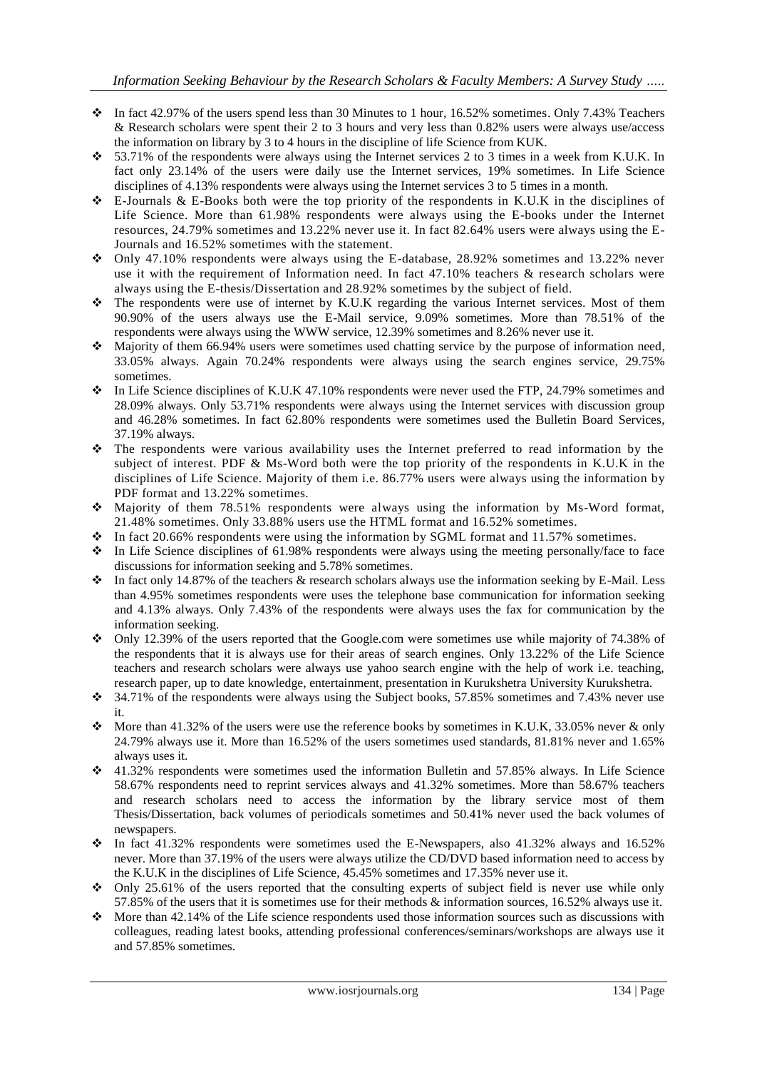- In fact 42.97% of the users spend less than 30 Minutes to 1 hour, 16.52% sometimes. Only 7.43% Teachers & Research scholars were spent their 2 to 3 hours and very less than 0.82% users were always use/access the information on library by 3 to 4 hours in the discipline of life Science from KUK.
- 53.71% of the respondents were always using the Internet services 2 to 3 times in a week from K.U.K. In fact only 23.14% of the users were daily use the Internet services, 19% sometimes. In Life Science disciplines of 4.13% respondents were always using the Internet services 3 to 5 times in a month.
- E-Journals & E-Books both were the top priority of the respondents in K.U.K in the disciplines of Life Science. More than 61.98% respondents were always using the E-books under the Internet resources, 24.79% sometimes and 13.22% never use it. In fact 82.64% users were always using the E-Journals and 16.52% sometimes with the statement.
- Only 47.10% respondents were always using the E-database, 28.92% sometimes and 13.22% never use it with the requirement of Information need. In fact 47.10% teachers & research scholars were always using the E-thesis/Dissertation and 28.92% sometimes by the subject of field.
- The respondents were use of internet by K.U.K regarding the various Internet services. Most of them 90.90% of the users always use the E-Mail service, 9.09% sometimes. More than 78.51% of the respondents were always using the WWW service, 12.39% sometimes and 8.26% never use it.
- Majority of them 66.94% users were sometimes used chatting service by the purpose of information need, 33.05% always. Again 70.24% respondents were always using the search engines service, 29.75% sometimes.
- In Life Science disciplines of K.U.K 47.10% respondents were never used the FTP, 24.79% sometimes and 28.09% always. Only 53.71% respondents were always using the Internet services with discussion group and 46.28% sometimes. In fact 62.80% respondents were sometimes used the Bulletin Board Services, 37.19% always.
- The respondents were various availability uses the Internet preferred to read information by the subject of interest. PDF & Ms-Word both were the top priority of the respondents in K.U.K in the disciplines of Life Science. Majority of them i.e. 86.77% users were always using the information by PDF format and 13.22% sometimes.
- Majority of them 78.51% respondents were always using the information by Ms-Word format, 21.48% sometimes. Only 33.88% users use the HTML format and 16.52% sometimes.
- In fact 20.66% respondents were using the information by SGML format and 11.57% sometimes.
- In Life Science disciplines of 61.98% respondents were always using the meeting personally/face to face discussions for information seeking and 5.78% sometimes.
- In fact only 14.87% of the teachers & research scholars always use the information seeking by E-Mail. Less than 4.95% sometimes respondents were uses the telephone base communication for information seeking and 4.13% always. Only 7.43% of the respondents were always uses the fax for communication by the information seeking.
- Only 12.39% of the users reported that the Google.com were sometimes use while majority of 74.38% of the respondents that it is always use for their areas of search engines. Only 13.22% of the Life Science teachers and research scholars were always use yahoo search engine with the help of work i.e. teaching, research paper, up to date knowledge, entertainment, presentation in Kurukshetra University Kurukshetra.
- 34.71% of the respondents were always using the Subject books, 57.85% sometimes and 7.43% never use it.
- More than 41.32% of the users were use the reference books by sometimes in K.U.K, 33.05% never & only 24.79% always use it. More than 16.52% of the users sometimes used standards, 81.81% never and 1.65% always uses it.
- 41.32% respondents were sometimes used the information Bulletin and 57.85% always. In Life Science 58.67% respondents need to reprint services always and 41.32% sometimes. More than 58.67% teachers and research scholars need to access the information by the library service most of them Thesis/Dissertation, back volumes of periodicals sometimes and 50.41% never used the back volumes of newspapers.
- In fact 41.32% respondents were sometimes used the E-Newspapers, also 41.32% always and 16.52% never. More than 37.19% of the users were always utilize the CD/DVD based information need to access by the K.U.K in the disciplines of Life Science, 45.45% sometimes and 17.35% never use it.
- Only 25.61% of the users reported that the consulting experts of subject field is never use while only 57.85% of the users that it is sometimes use for their methods & information sources, 16.52% always use it.
- More than 42.14% of the Life science respondents used those information sources such as discussions with colleagues, reading latest books, attending professional conferences/seminars/workshops are always use it and 57.85% sometimes.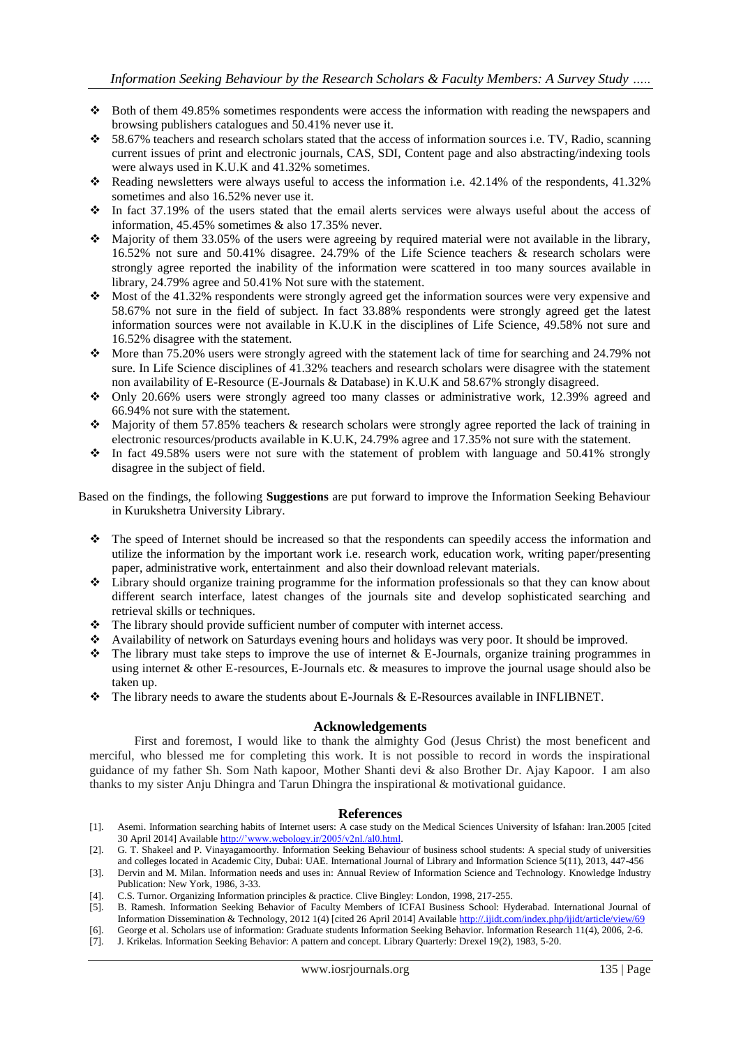- Both of them 49.85% sometimes respondents were access the information with reading the newspapers and browsing publishers catalogues and 50.41% never use it.
- 58.67% teachers and research scholars stated that the access of information sources i.e. TV, Radio, scanning current issues of print and electronic journals, CAS, SDI, Content page and also abstracting/indexing tools were always used in K.U.K and 41.32% sometimes.
- Reading newsletters were always useful to access the information i.e. 42.14% of the respondents, 41.32% sometimes and also 16.52% never use it.
- In fact 37.19% of the users stated that the email alerts services were always useful about the access of information, 45.45% sometimes & also 17.35% never.
- Majority of them 33.05% of the users were agreeing by required material were not available in the library, 16.52% not sure and 50.41% disagree. 24.79% of the Life Science teachers & research scholars were strongly agree reported the inability of the information were scattered in too many sources available in library, 24.79% agree and 50.41% Not sure with the statement.
- Most of the 41.32% respondents were strongly agreed get the information sources were very expensive and 58.67% not sure in the field of subject. In fact 33.88% respondents were strongly agreed get the latest information sources were not available in K.U.K in the disciplines of Life Science, 49.58% not sure and 16.52% disagree with the statement.
- More than 75.20% users were strongly agreed with the statement lack of time for searching and 24.79% not sure. In Life Science disciplines of 41.32% teachers and research scholars were disagree with the statement non availability of E-Resource (E-Journals & Database) in K.U.K and 58.67% strongly disagreed.
- Only 20.66% users were strongly agreed too many classes or administrative work, 12.39% agreed and 66.94% not sure with the statement.
- Majority of them 57.85% teachers & research scholars were strongly agree reported the lack of training in electronic resources/products available in K.U.K, 24.79% agree and 17.35% not sure with the statement.
- In fact 49.58% users were not sure with the statement of problem with language and 50.41% strongly disagree in the subject of field.

Based on the findings, the following **Suggestions** are put forward to improve the Information Seeking Behaviour in Kurukshetra University Library.

- The speed of Internet should be increased so that the respondents can speedily access the information and utilize the information by the important work i.e. research work, education work, writing paper/presenting paper, administrative work, entertainment and also their download relevant materials.
- Library should organize training programme for the information professionals so that they can know about different search interface, latest changes of the journals site and develop sophisticated searching and retrieval skills or techniques.
- The library should provide sufficient number of computer with internet access.
- Availability of network on Saturdays evening hours and holidays was very poor. It should be improved.
- The library must take steps to improve the use of internet & E-Journals, organize training programmes in using internet & other E-resources, E-Journals etc. & measures to improve the journal usage should also be taken up.
- The library needs to aware the students about E-Journals & E-Resources available in INFLIBNET.

## Acknowledgements

First and foremost, I would like to thank the almighty God (Jesus Christ) the most beneficent and merciful, who blessed me for completing this work. It is not possible to record in words the inspirational guidance of my father Sh. Som Nath kapoor, Mother Shanti devi & also Brother Dr. Ajay Kapoor. I am also thanks to my sister Anju Dhingra and Tarun Dhingra the inspirational & motivational guidance.

## References

[1]. Asemi. Information searching habits of Internet users: A case study on the Medical Sciences University of lsfahan: lran.2005 [cited 30 April 2014] Available http://'www.webology.ir/2005/v2nl./al0.html.

[2]. G. T. Shakeel and P. Vinayagamoorthy. Information Seeking Behaviour of business school students: A special study of universities and colleges located in Academic City, Dubai: UAE. International Journal of Library and Information Science 5(11), 2013, 447-456

[3]. Dervin and M. Milan. Information needs and uses in: Annual Review of Information Science and Technology. Knowledge Industry Publication: New York, 1986, 3-33.

[4]. C.S. Turnor. Organizing Information principles & practice. Clive Bingley: London, 1998, 217-255.

[5]. B. Ramesh. Information Seeking Behavior of Faculty Members of ICFAI Business School: Hyderabad. International Journal of Information Dissemination & Technology, 2012 1(4) [cited 26 April 2014] Available http://.ijidt.com/index.php/ijidt/article/view/69

[6]. George et al. Scholars use of information: Graduate students Information Seeking Behavior. Information Research 11(4), 2006, 2-6.

[7]. J. Krikelas. Information Seeking Behavior: A pattern and concept. Library Quarterly: Drexel 19(2), 1983, 5-20.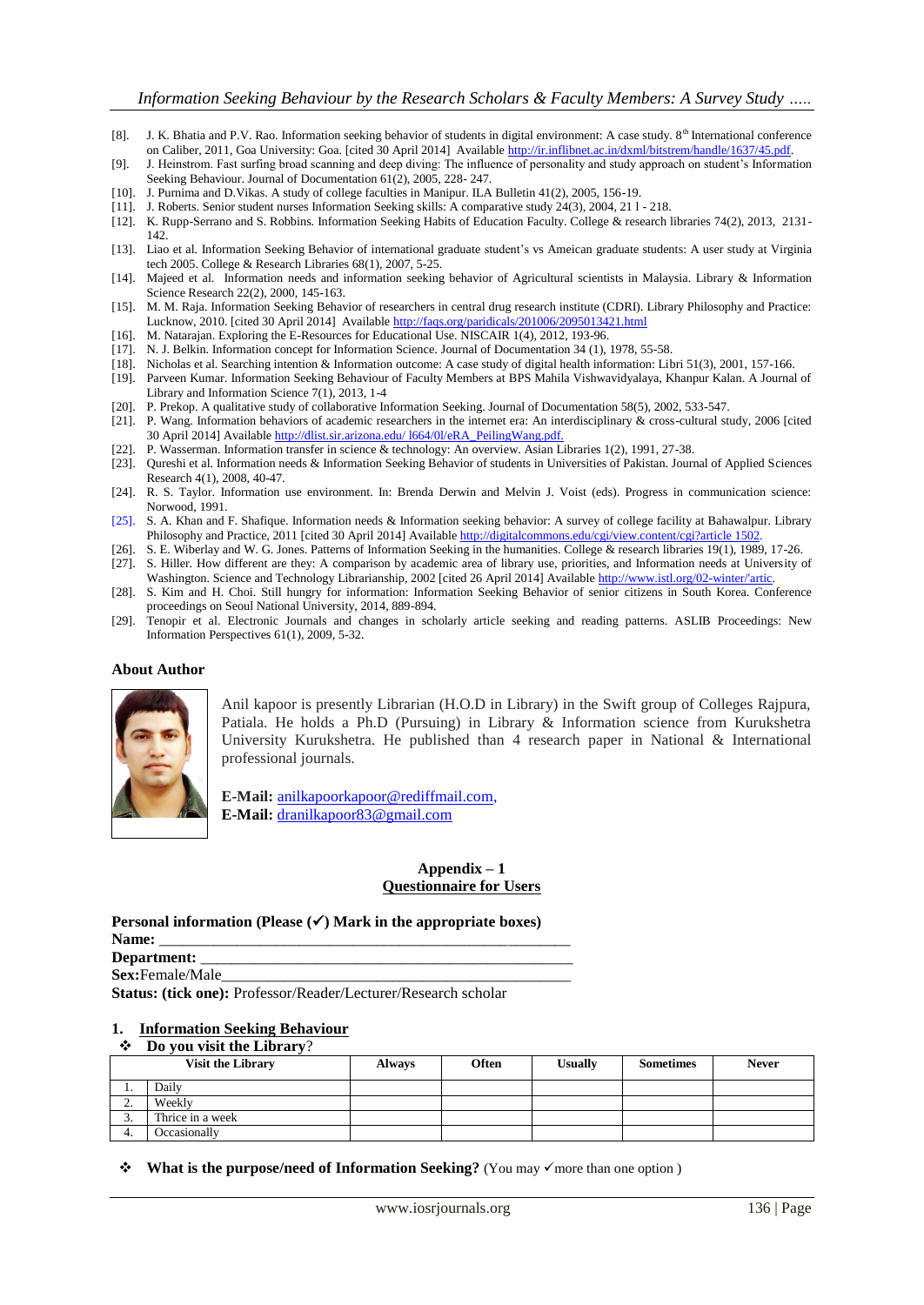[8]. J. K. Bhatia and P.V. Rao. Information seeking behavior of students in digital environment: A case study. 8[th] International conference on Caliber, 2011, Goa University: Goa. [cited 30 April 2014] Available http://ir.inflibnet.ac.in/dxml/bitstrem/handle/1637/45.pdf.

[9]. J. Heinstrom. Fast surfing broad scanning and deep diving: The influence of personality and study approach on student's Information Seeking Behaviour. Journal of Documentation 61(2), 2005, 228- 247.

[10]. J. Purnima and D.Vikas. A study of college faculties in Manipur. ILA Bulletin 41(2), 2005, 156-19.

[11]. J. Roberts. Senior student nurses Information Seeking skills: A comparative study 24(3), 2004, 21 l - 218.

[12]. K. Rupp-Serrano and S. Robbins. Information Seeking Habits of Education Faculty. College & research libraries 74(2), 2013, 2131-142.

[13]. Liao et al. Information Seeking Behavior of international graduate student's vs Ameican graduate students: A user study at Virginia tech 2005. College & Research Libraries 68(1), 2007, 5-25.

[14]. Majeed et al. Information needs and information seeking behavior of Agricultural scientists in Malaysia. Library & Information Science Research 22(2), 2000, 145-163.

[15]. M. M. Raja. Information Seeking Behavior of researchers in central drug research institute (CDRI). Library Philosophy and Practice: Lucknow, 2010. [cited 30 April 2014] Available http://faqs.org/paridicals/201006/2095013421.html

[16]. M. Natarajan. Exploring the E-Resources for Educational Use. NISCAIR 1(4), 2012, 193-96.

[17]. N. J. Belkin. Information concept for Information Science. Journal of Documentation 34 (1), 1978, 55-58.

[18]. Nicholas et al. Searching intention & Information outcome: A case study of digital health information: Libri 51(3), 2001, 157-166.

[19]. Parveen Kumar. Information Seeking Behaviour of Faculty Members at BPS Mahila Vishwavidyalaya, Khanpur Kalan. A Journal of Library and Information Science 7(1), 2013, 1-4

[20]. P. Prekop. A qualitative study of collaborative Information Seeking. Journal of Documentation 58(5), 2002, 533-547.

[21]. P. Wang. Information behaviors of academic researchers in the internet era: An interdisciplinary & cross-cultural study, 2006 [cited 30 April 2014] Available http://dlist.sir.arizona.edu/ l664/0l/eRA_PeilingWang.pdf.

[22]. P. Wasserman. Information transfer in science & technology: An overview. Asian Libraries 1(2), 1991, 27-38.

[23]. Qureshi et al. Information needs & Information Seeking Behavior of students in Universities of Pakistan. Journal of Applied Sciences Research 4(1), 2008, 40-47.

[24]. R. S. Taylor. Information use environment. In: Brenda Derwin and Melvin J. Voist (eds). Progress in communication science: Norwood, 1991.

[25]. S. A. Khan and F. Shafique. Information needs & Information seeking behavior: A survey of college facility at Bahawalpur. Library Philosophy and Practice, 2011 [cited 30 April 2014] Available http://digitalcommons.edu/cgi/view.content/cgi?article 1502.

[26]. S. E. Wiberlay and W. G. Jones. Patterns of Information Seeking in the humanities. College & research libraries 19(1), 1989, 17-26.

[27]. S. Hiller. How different are they: A comparison by academic area of library use, priorities, and Information needs at University of Washington. Science and Technology Librarianship, 2002 [cited 26 April 2014] Available http://www.istl.org/02-winter/'artic.

[28]. S. Kim and H. Choi. Still hungry for information: Information Seeking Behavior of senior citizens in South Korea. Conference proceedings on Seoul National University, 2014, 889-894.

[29]. Tenopir et al. Electronic Journals and changes in scholarly article seeking and reading patterns. ASLIB Proceedings: New Information Perspectives 61(1), 2009, 5-32.

## About Author

Anil kapoor is presently Librarian (H.O.D in Library) in the Swift group of Colleges Rajpura, Patiala. He holds a Ph.D (Pursuing) in Library & Information science from Kurukshetra University Kurukshetra. He published than 4 research paper in National & International professional journals.

**E-Mail:** anilkapoorkapoor@rediffmail.com,
**E-Mail:** dranilkapoor83@gmail.com

## Appendix – 1
## Questionnaire for Users

**Personal information (Please (✓) Mark in the appropriate boxes)**

**Name:** ______________________________________________

**Department:** ______________________________________________

**Sex:**Female/Male______________________________________________

**Status: (tick one):** Professor/Reader/Lecturer/Research scholar

### 1. Information Seeking Behaviour

❖ **Do you visit the Library**?

| | Visit the Library | Always | Often | Usually | Sometimes | Never |
|---|---|---|---|---|---|---|
| 1. | Daily | | | | | |
| 2. | Weekly | | | | | |
| 3. | Thrice in a week | | | | | |
| 4. | Occasionally | | | | | |

❖ **What is the purpose/need of Information Seeking?** (You may ✓more than one option )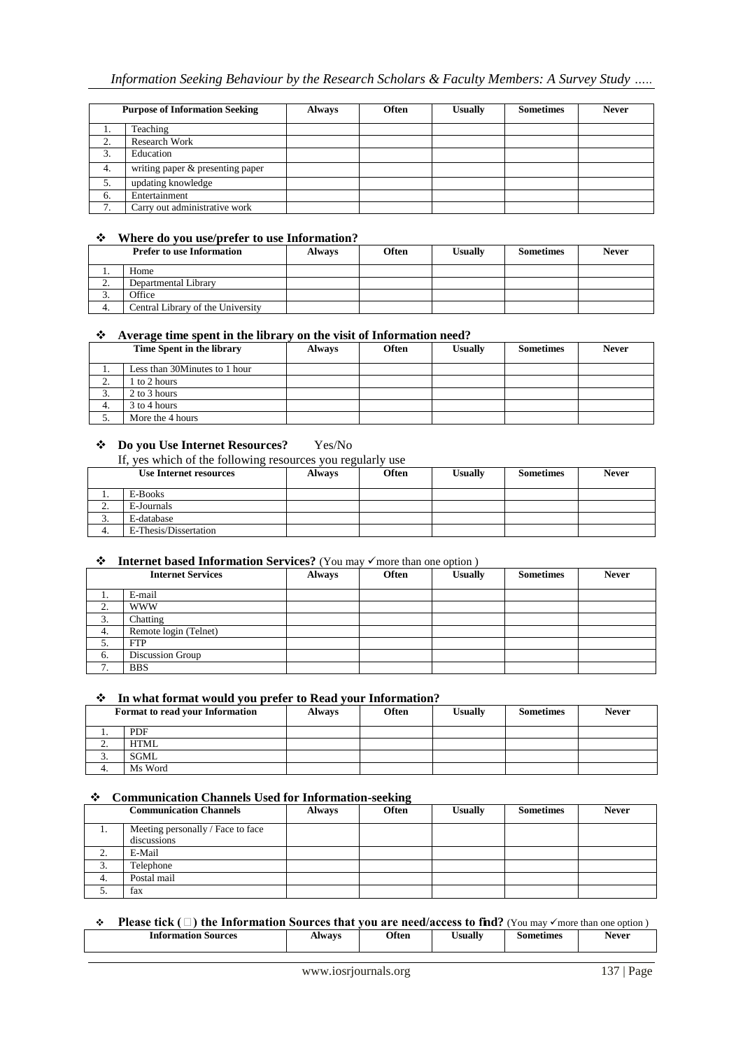| | Purpose of Information Seeking | Always | Often | Usually | Sometimes | Never |
|---|---|---|---|---|---|---|
| 1. | Teaching | | | | | |
| 2. | Research Work | | | | | |
| 3. | Education | | | | | |
| 4. | writing paper & presenting paper | | | | | |
| 5. | updating knowledge | | | | | |
| 6. | Entertainment | | | | | |
| 7. | Carry out administrative work | | | | | |

❖ **Where do you use/prefer to use Information?**

| | Prefer to use Information | Always | Often | Usually | Sometimes | Never |
|---|---|---|---|---|---|---|
| 1. | Home | | | | | |
| 2. | Departmental Library | | | | | |
| 3. | Office | | | | | |
| 4. | Central Library of the University | | | | | |

❖ **Average time spent in the library on the visit of Information need?**

| | Time Spent in the library | Always | Often | Usually | Sometimes | Never |
|---|---|---|---|---|---|---|
| 1. | Less than 30Minutes to 1 hour | | | | | |
| 2. | 1 to 2 hours | | | | | |
| 3. | 2 to 3 hours | | | | | |
| 4. | 3 to 4 hours | | | | | |
| 5. | More the 4 hours | | | | | |

❖ **Do you Use Internet Resources?** Yes/No

If, yes which of the following resources you regularly use

| | Use Internet resources | Always | Often | Usually | Sometimes | Never |
|---|---|---|---|---|---|---|
| 1. | E-Books | | | | | |
| 2. | E-Journals | | | | | |
| 3. | E-database | | | | | |
| 4. | E-Thesis/Dissertation | | | | | |

❖ **Internet based Information Services?** (You may ✓more than one option )

| | Internet Services | Always | Often | Usually | Sometimes | Never |
|---|---|---|---|---|---|---|
| 1. | E-mail | | | | | |
| 2. | WWW | | | | | |
| 3. | Chatting | | | | | |
| 4. | Remote login (Telnet) | | | | | |
| 5. | FTP | | | | | |
| 6. | Discussion Group | | | | | |
| 7. | BBS | | | | | |

❖ **In what format would you prefer to Read your Information?**

| | Format to read your Information | Always | Often | Usually | Sometimes | Never |
|---|---|---|---|---|---|---|
| 1. | PDF | | | | | |
| 2. | HTML | | | | | |
| 3. | SGML | | | | | |
| 4. | Ms Word | | | | | |

❖ **Communication Channels Used for Information-seeking**

| | Communication Channels | Always | Often | Usually | Sometimes | Never |
|---|---|---|---|---|---|---|
| 1. | Meeting personally / Face to face discussions | | | | | |
| 2. | E-Mail | | | | | |
| 3. | Telephone | | | | | |
| 4. | Postal mail | | | | | |
| 5. | fax | | | | | |

❖ **Please tick ( □ ) the Information Sources that you are need/access to find?** (You may ✓more than one option )

| Information Sources | Always | Often | Usually | Sometimes | Never |
|---|---|---|---|---|---|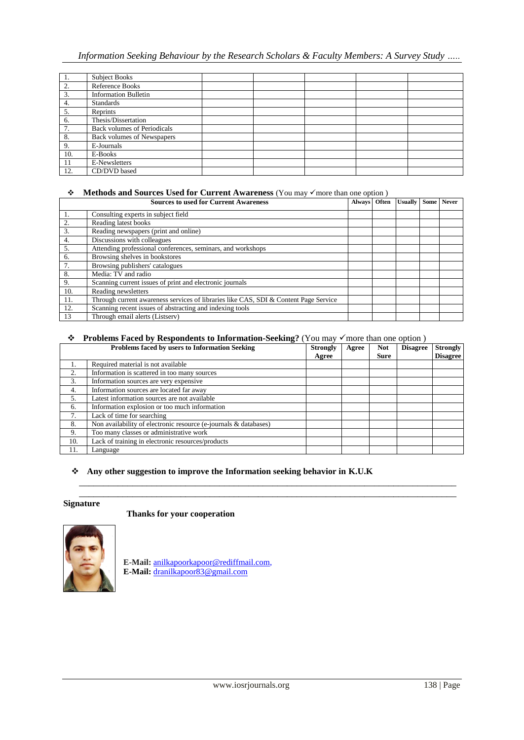| | | | | | | |
|---|---|---|---|---|---|---|
| 1. | Subject Books | | | | | |
| 2. | Reference Books | | | | | |
| 3. | Information Bulletin | | | | | |
| 4. | Standards | | | | | |
| 5. | Reprints | | | | | |
| 6. | Thesis/Dissertation | | | | | |
| 7. | Back volumes of Periodicals | | | | | |
| 8. | Back volumes of Newspapers | | | | | |
| 9. | E-Journals | | | | | |
| 10. | E-Books | | | | | |
| 11 | E-Newsletters | | | | | |
| 12. | CD/DVD based | | | | | |

❖ **Methods and Sources Used for Current Awareness** (You may ✓more than one option )

| | Sources to used for Current Awareness | Always | Often | Usually | Some | Never |
|---|---|---|---|---|---|---|
| 1. | Consulting experts in subject field | | | | | |
| 2. | Reading latest books | | | | | |
| 3. | Reading newspapers (print and online) | | | | | |
| 4. | Discussions with colleagues | | | | | |
| 5. | Attending professional conferences, seminars, and workshops | | | | | |
| 6. | Browsing shelves in bookstores | | | | | |
| 7. | Browsing publishers' catalogues | | | | | |
| 8. | Media: TV and radio | | | | | |
| 9. | Scanning current issues of print and electronic journals | | | | | |
| 10. | Reading newsletters | | | | | |
| 11. | Through current awareness services of libraries like CAS, SDI & Content Page Service | | | | | |
| 12. | Scanning recent issues of abstracting and indexing tools | | | | | |
| 13 | Through email alerts (Listserv) | | | | | |

❖ **Problems Faced by Respondents to Information-Seeking?** (You may ✓more than one option )

| | Problems faced by users to Information Seeking | Strongly Agree | Agree | Not Sure | Disagree | Strongly Disagree |
|---|---|---|---|---|---|---|
| 1. | Required material is not available | | | | | |
| 2. | Information is scattered in too many sources | | | | | |
| 3. | Information sources are very expensive | | | | | |
| 4. | Information sources are located far away | | | | | |
| 5. | Latest information sources are not available | | | | | |
| 6. | Information explosion or too much information | | | | | |
| 7. | Lack of time for searching | | | | | |
| 8. | Non availability of electronic resource (e-journals & databases) | | | | | |
| 9. | Too many classes or administrative work | | | | | |
| 10. | Lack of training in electronic resources/products | | | | | |
| 11. | Language | | | | | |

❖ **Any other suggestion to improve the Information seeking behavior in K.U.K**

_______________________________________________________________________________________

_______________________________________________________________________________________

**Signature**

**Thanks for your cooperation**

**E-Mail:** anilkapoorkapoor@rediffmail.com,
**E-Mail:** dranilkapoor83@gmail.com